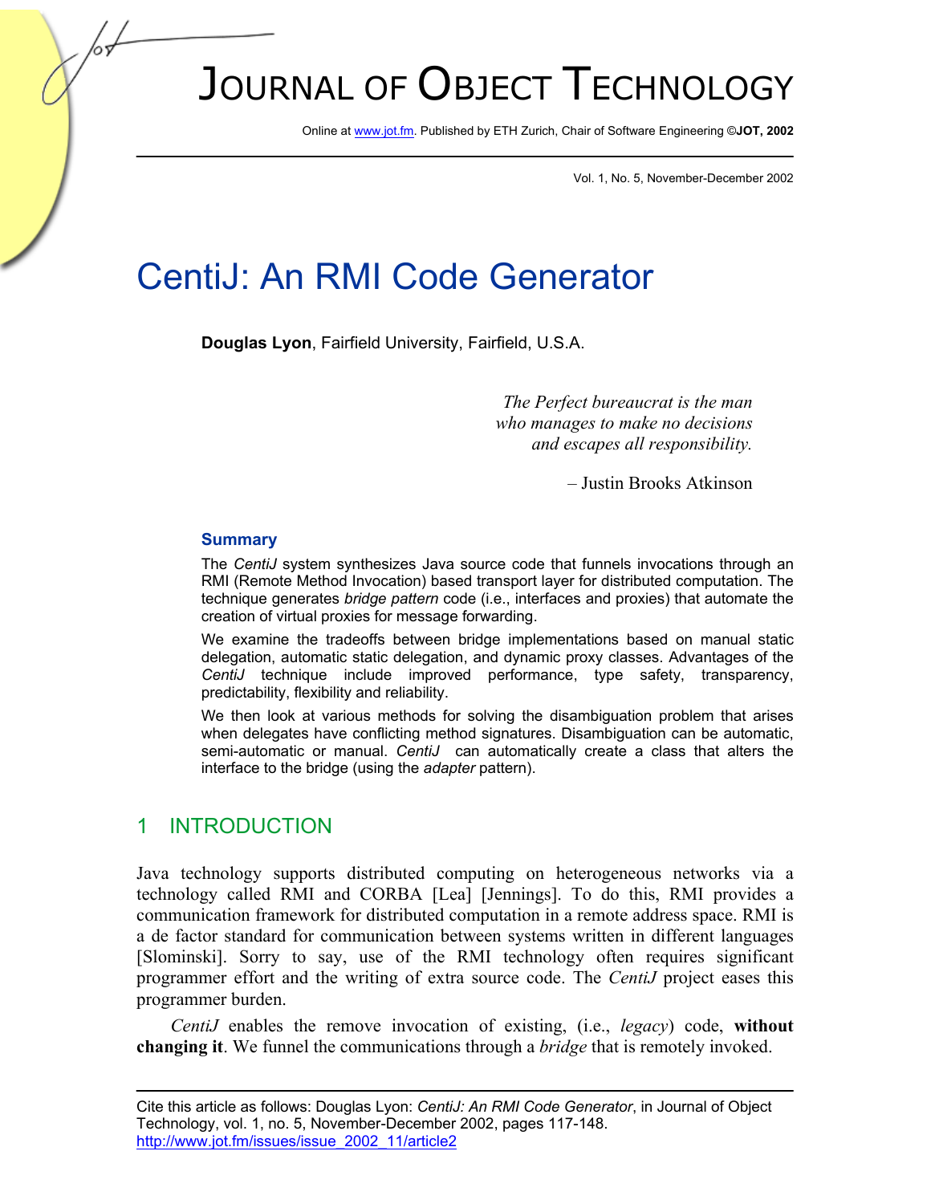# Journal of Object Technology

Online at www.jot.fm. Published by ETH Zurich, Chair of Software Engineering ©**JOT, 2002**

Vol. 1, No. 5, November-December 2002

# CentiJ: An RMI Code Generator

**Douglas Lyon**, Fairfield University, Fairfield, U.S.A.

> *The Perfect bureaucrat is the man who manages to make no decisions and escapes all responsibility.*
>
> – Justin Brooks Atkinson

### Summary

The *CentiJ* system synthesizes Java source code that funnels invocations through an RMI (Remote Method Invocation) based transport layer for distributed computation. The technique generates *bridge pattern* code (i.e., interfaces and proxies) that automate the creation of virtual proxies for message forwarding.

We examine the tradeoffs between bridge implementations based on manual static delegation, automatic static delegation, and dynamic proxy classes. Advantages of the *CentiJ* technique include improved performance, type safety, transparency, predictability, flexibility and reliability.

We then look at various methods for solving the disambiguation problem that arises when delegates have conflicting method signatures. Disambiguation can be automatic, semi-automatic or manual. *CentiJ* can automatically create a class that alters the interface to the bridge (using the *adapter* pattern).

## 1 INTRODUCTION

Java technology supports distributed computing on heterogeneous networks via a technology called RMI and CORBA [Lea] [Jennings]. To do this, RMI provides a communication framework for distributed computation in a remote address space. RMI is a de factor standard for communication between systems written in different languages [Slominski]. Sorry to say, use of the RMI technology often requires significant programmer effort and the writing of extra source code. The *CentiJ* project eases this programmer burden.

*CentiJ* enables the remove invocation of existing, (i.e., *legacy*) code, **without changing it**. We funnel the communications through a *bridge* that is remotely invoked.

---

Cite this article as follows: Douglas Lyon: *CentiJ: An RMI Code Generator*, in Journal of Object Technology, vol. 1, no. 5, November-December 2002, pages 117-148. http://www.jot.fm/issues/issue_2002_11/article2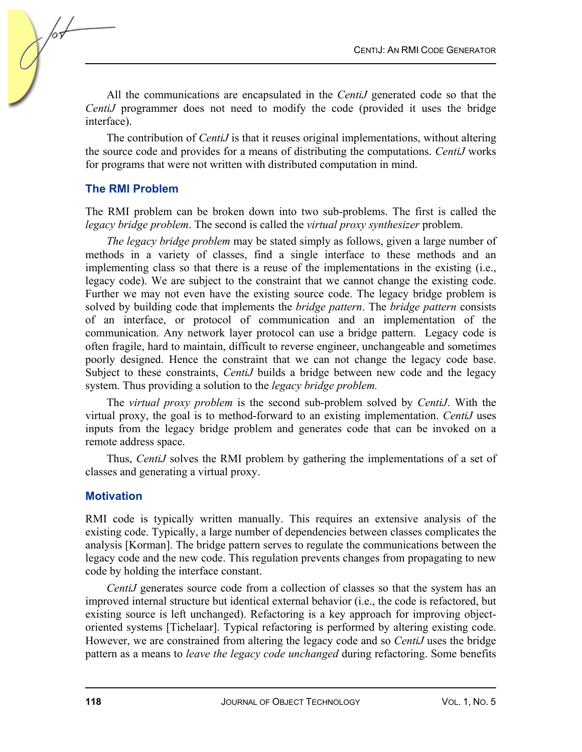All the communications are encapsulated in the *CentiJ* generated code so that the *CentiJ* programmer does not need to modify the code (provided it uses the bridge interface).

The contribution of *CentiJ* is that it reuses original implementations, without altering the source code and provides for a means of distributing the computations. *CentiJ* works for programs that were not written with distributed computation in mind.

## The RMI Problem

The RMI problem can be broken down into two sub-problems. The first is called the *legacy bridge problem*. The second is called the *virtual proxy synthesizer* problem.

*The legacy bridge problem* may be stated simply as follows, given a large number of methods in a variety of classes, find a single interface to these methods and an implementing class so that there is a reuse of the implementations in the existing (i.e., legacy code). We are subject to the constraint that we cannot change the existing code. Further we may not even have the existing source code. The legacy bridge problem is solved by building code that implements the *bridge pattern*. The *bridge pattern* consists of an interface, or protocol of communication and an implementation of the communication. Any network layer protocol can use a bridge pattern. Legacy code is often fragile, hard to maintain, difficult to reverse engineer, unchangeable and sometimes poorly designed. Hence the constraint that we can not change the legacy code base. Subject to these constraints, *CentiJ* builds a bridge between new code and the legacy system. Thus providing a solution to the *legacy bridge problem.*

The *virtual proxy problem* is the second sub-problem solved by *CentiJ*. With the virtual proxy, the goal is to method-forward to an existing implementation. *CentiJ* uses inputs from the legacy bridge problem and generates code that can be invoked on a remote address space.

Thus, *CentiJ* solves the RMI problem by gathering the implementations of a set of classes and generating a virtual proxy.

## Motivation

RMI code is typically written manually. This requires an extensive analysis of the existing code. Typically, a large number of dependencies between classes complicates the analysis [Korman]. The bridge pattern serves to regulate the communications between the legacy code and the new code. This regulation prevents changes from propagating to new code by holding the interface constant.

*CentiJ* generates source code from a collection of classes so that the system has an improved internal structure but identical external behavior (i.e., the code is refactored, but existing source is left unchanged). Refactoring is a key approach for improving object-oriented systems [Tichelaar]. Typical refactoring is performed by altering existing code. However, we are constrained from altering the legacy code and so *CentiJ* uses the bridge pattern as a means to *leave the legacy code unchanged* during refactoring. Some benefits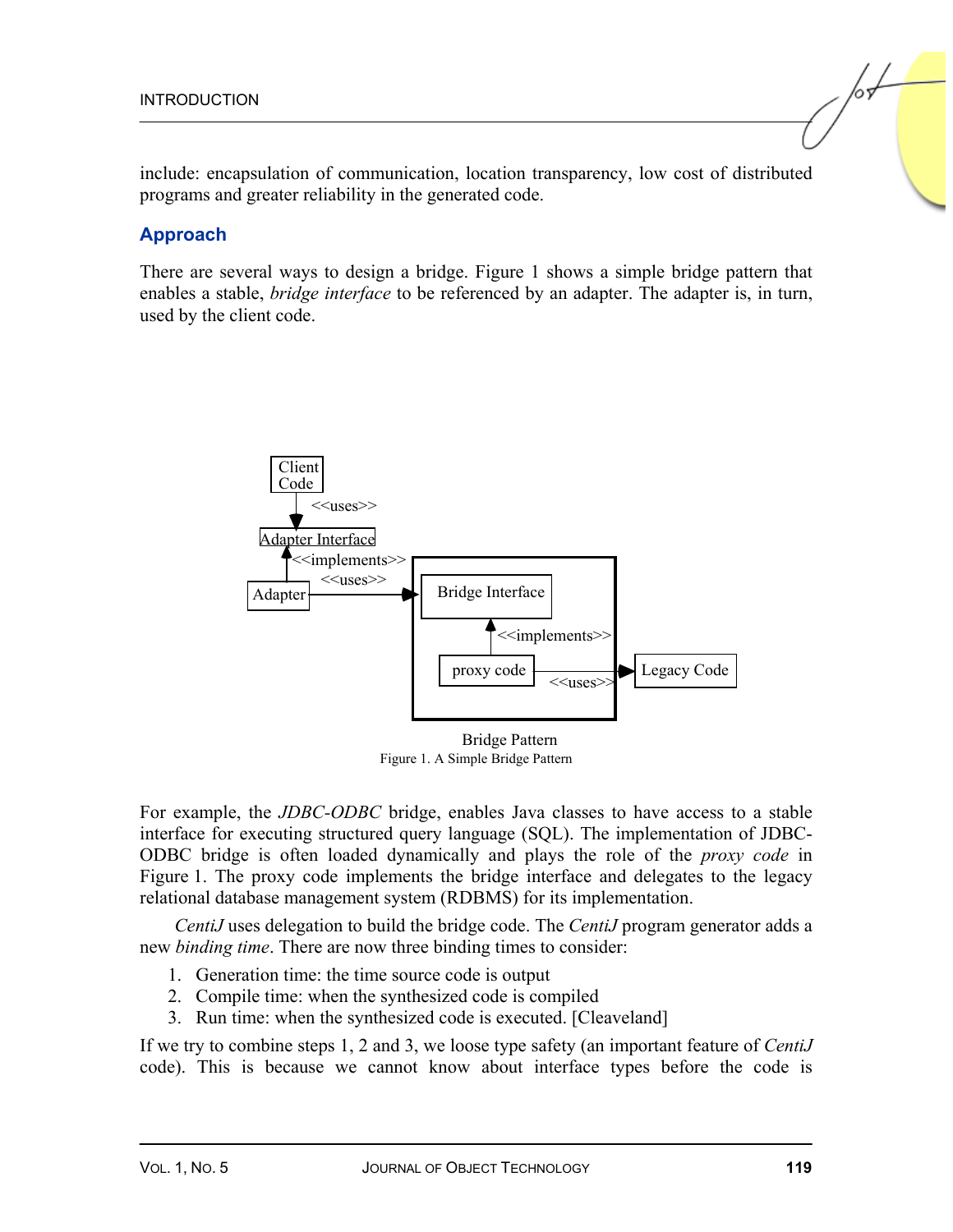include: encapsulation of communication, location transparency, low cost of distributed programs and greater reliability in the generated code.

## Approach

There are several ways to design a bridge. Figure 1 shows a simple bridge pattern that enables a stable, *bridge interface* to be referenced by an adapter. The adapter is, in turn, used by the client code.

Bridge Pattern

Figure 1. A Simple Bridge Pattern

For example, the *JDBC-ODBC* bridge, enables Java classes to have access to a stable interface for executing structured query language (SQL). The implementation of JDBC-ODBC bridge is often loaded dynamically and plays the role of the *proxy code* in Figure 1. The proxy code implements the bridge interface and delegates to the legacy relational database management system (RDBMS) for its implementation.

*CentiJ* uses delegation to build the bridge code. The *CentiJ* program generator adds a new *binding time*. There are now three binding times to consider:

1. Generation time: the time source code is output
2. Compile time: when the synthesized code is compiled
3. Run time: when the synthesized code is executed. [Cleaveland]

If we try to combine steps 1, 2 and 3, we loose type safety (an important feature of *CentiJ* code). This is because we cannot know about interface types before the code is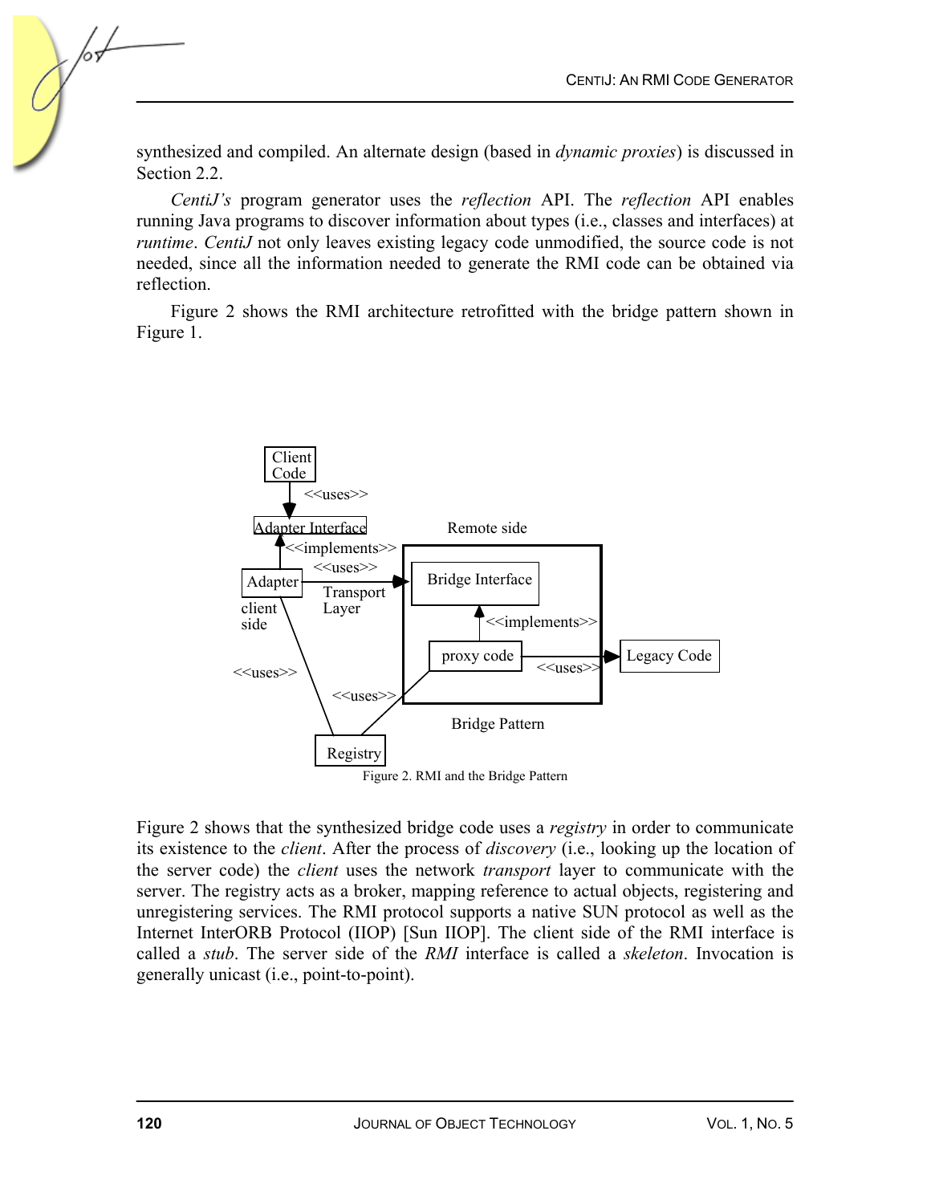synthesized and compiled. An alternate design (based in *dynamic proxies*) is discussed in Section 2.2.

*CentiJ's* program generator uses the *reflection* API. The *reflection* API enables running Java programs to discover information about types (i.e., classes and interfaces) at *runtime*. *CentiJ* not only leaves existing legacy code unmodified, the source code is not needed, since all the information needed to generate the RMI code can be obtained via reflection.

Figure 2 shows the RMI architecture retrofitted with the bridge pattern shown in Figure 1.

Figure 2. RMI and the Bridge Pattern

Figure 2 shows that the synthesized bridge code uses a *registry* in order to communicate its existence to the *client*. After the process of *discovery* (i.e., looking up the location of the server code) the *client* uses the network *transport* layer to communicate with the server. The registry acts as a broker, mapping reference to actual objects, registering and unregistering services. The RMI protocol supports a native SUN protocol as well as the Internet InterORB Protocol (IIOP) [Sun IIOP]. The client side of the RMI interface is called a *stub*. The server side of the *RMI* interface is called a *skeleton*. Invocation is generally unicast (i.e., point-to-point).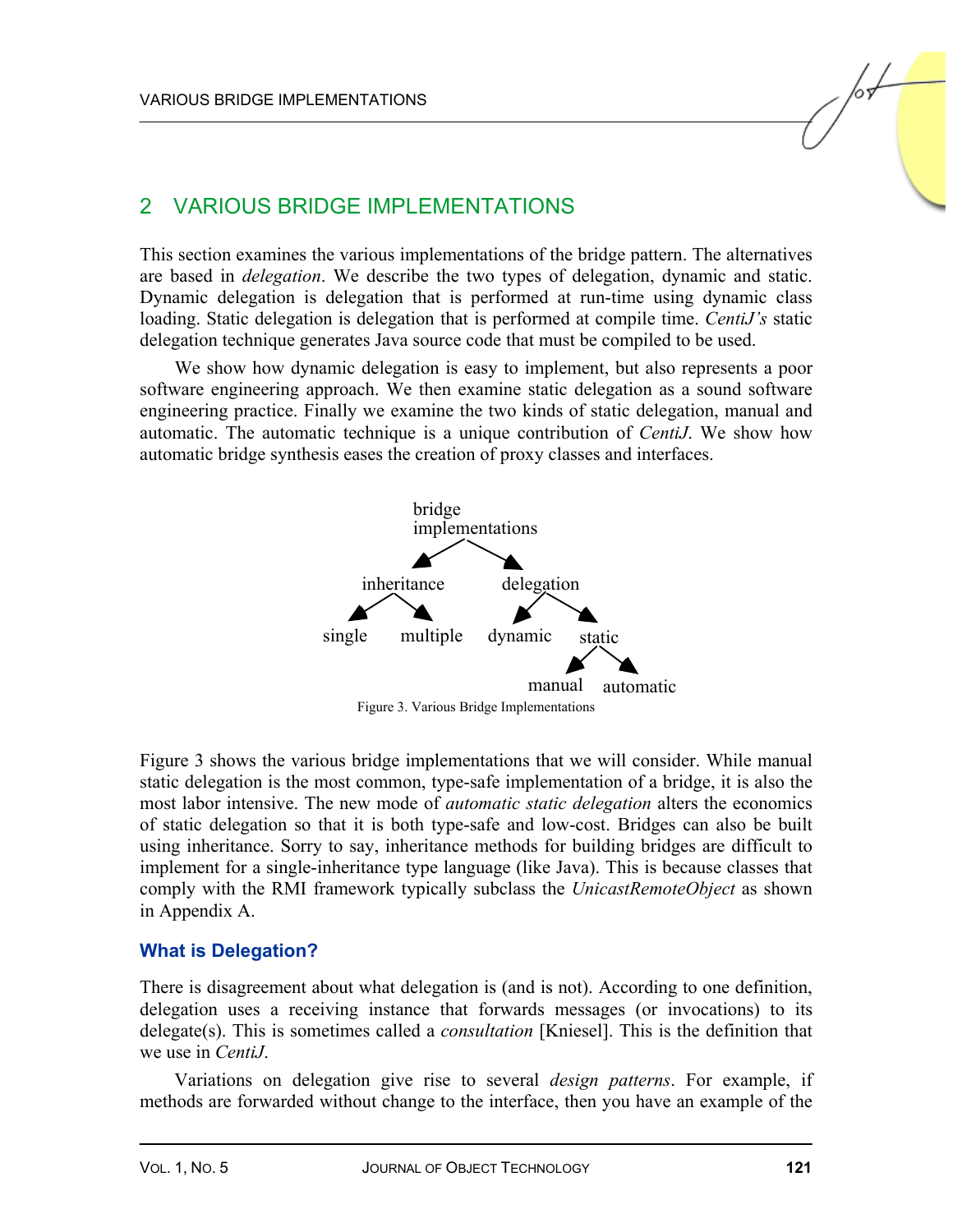## 2 VARIOUS BRIDGE IMPLEMENTATIONS

This section examines the various implementations of the bridge pattern. The alternatives are based in *delegation*. We describe the two types of delegation, dynamic and static. Dynamic delegation is delegation that is performed at run-time using dynamic class loading. Static delegation is delegation that is performed at compile time. *CentiJ's* static delegation technique generates Java source code that must be compiled to be used.

We show how dynamic delegation is easy to implement, but also represents a poor software engineering approach. We then examine static delegation as a sound software engineering practice. Finally we examine the two kinds of static delegation, manual and automatic. The automatic technique is a unique contribution of *CentiJ*. We show how automatic bridge synthesis eases the creation of proxy classes and interfaces.

```
                bridge
            implementations
             /           \
      inheritance       delegation
       /      \          /       \
   single  multiple  dynamic    static
                                /     \
                            manual  automatic
```

Figure 3. Various Bridge Implementations

Figure 3 shows the various bridge implementations that we will consider. While manual static delegation is the most common, type-safe implementation of a bridge, it is also the most labor intensive. The new mode of *automatic static delegation* alters the economics of static delegation so that it is both type-safe and low-cost. Bridges can also be built using inheritance. Sorry to say, inheritance methods for building bridges are difficult to implement for a single-inheritance type language (like Java). This is because classes that comply with the RMI framework typically subclass the *UnicastRemoteObject* as shown in Appendix A.

### What is Delegation?

There is disagreement about what delegation is (and is not). According to one definition, delegation uses a receiving instance that forwards messages (or invocations) to its delegate(s). This is sometimes called a *consultation* [Kniesel]. This is the definition that we use in *CentiJ*.

Variations on delegation give rise to several *design patterns*. For example, if methods are forwarded without change to the interface, then you have an example of the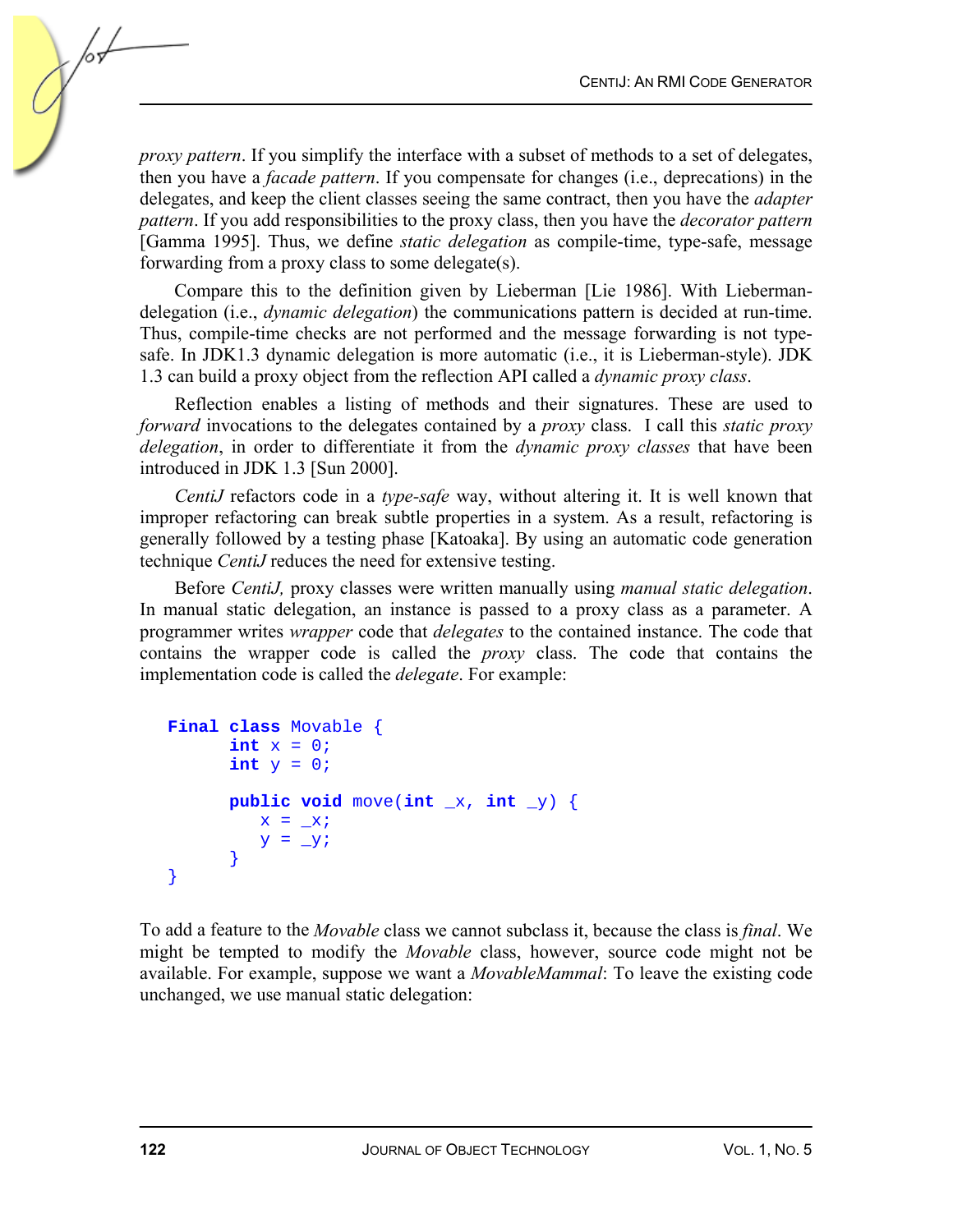*proxy pattern*. If you simplify the interface with a subset of methods to a set of delegates, then you have a *facade pattern*. If you compensate for changes (i.e., deprecations) in the delegates, and keep the client classes seeing the same contract, then you have the *adapter pattern*. If you add responsibilities to the proxy class, then you have the *decorator pattern* [Gamma 1995]. Thus, we define *static delegation* as compile-time, type-safe, message forwarding from a proxy class to some delegate(s).

Compare this to the definition given by Lieberman [Lie 1986]. With Lieberman-delegation (i.e., *dynamic delegation*) the communications pattern is decided at run-time. Thus, compile-time checks are not performed and the message forwarding is not type-safe. In JDK1.3 dynamic delegation is more automatic (i.e., it is Lieberman-style). JDK 1.3 can build a proxy object from the reflection API called a *dynamic proxy class*.

Reflection enables a listing of methods and their signatures. These are used to *forward* invocations to the delegates contained by a *proxy* class. I call this *static proxy delegation*, in order to differentiate it from the *dynamic proxy classes* that have been introduced in JDK 1.3 [Sun 2000].

*CentiJ* refactors code in a *type-safe* way, without altering it. It is well known that improper refactoring can break subtle properties in a system. As a result, refactoring is generally followed by a testing phase [Katoaka]. By using an automatic code generation technique *CentiJ* reduces the need for extensive testing.

Before *CentiJ,* proxy classes were written manually using *manual static delegation*. In manual static delegation, an instance is passed to a proxy class as a parameter. A programmer writes *wrapper* code that *delegates* to the contained instance. The code that contains the wrapper code is called the *proxy* class. The code that contains the implementation code is called the *delegate*. For example:

```
Final class Movable {
      int x = 0;
      int y = 0;

      public void move(int _x, int _y) {
         x = _x;
         y = _y;
      }
}
```

To add a feature to the *Movable* class we cannot subclass it, because the class is *final*. We might be tempted to modify the *Movable* class, however, source code might not be available. For example, suppose we want a *MovableMammal*: To leave the existing code unchanged, we use manual static delegation: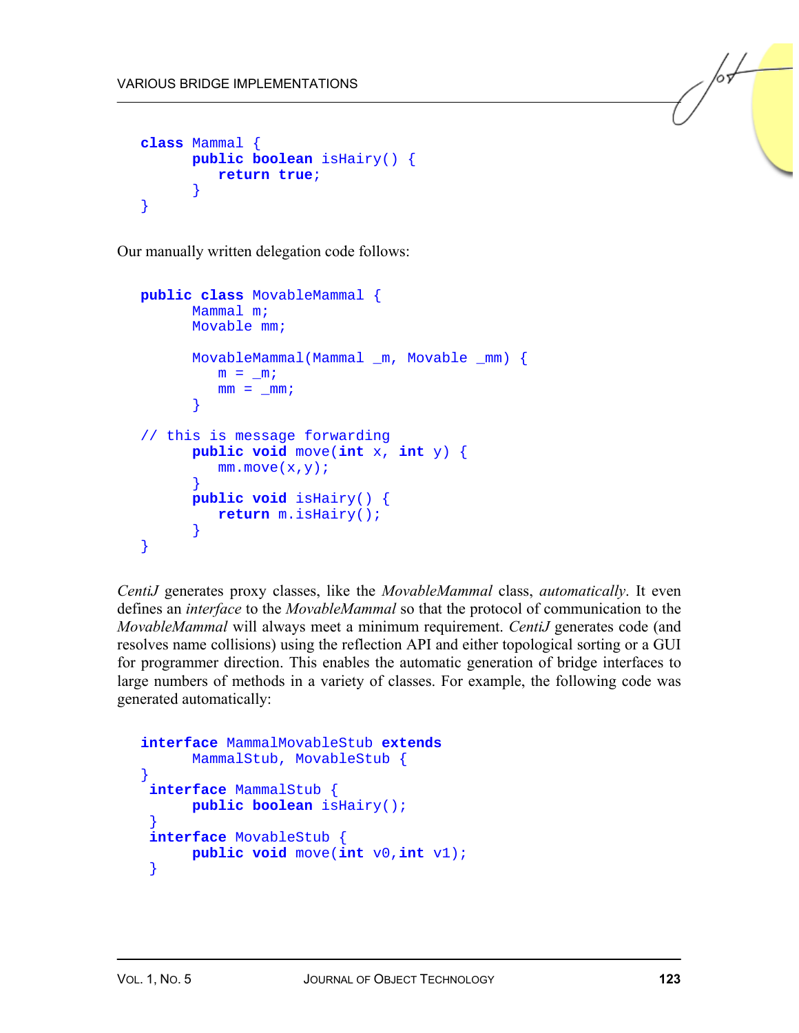```
class Mammal {
      public boolean isHairy() {
         return true;
      }
}
```

Our manually written delegation code follows:

```
public class MovableMammal {
      Mammal m;
      Movable mm;

      MovableMammal(Mammal _m, Movable _mm) {
         m = _m;
         mm = _mm;
      }

// this is message forwarding
      public void move(int x, int y) {
         mm.move(x,y);
      }
      public void isHairy() {
         return m.isHairy();
      }
}
```

*CentiJ* generates proxy classes, like the *MovableMammal* class, *automatically*. It even defines an *interface* to the *MovableMammal* so that the protocol of communication to the *MovableMammal* will always meet a minimum requirement. *CentiJ* generates code (and resolves name collisions) using the reflection API and either topological sorting or a GUI for programmer direction. This enables the automatic generation of bridge interfaces to large numbers of methods in a variety of classes. For example, the following code was generated automatically:

```
interface MammalMovableStub extends
      MammalStub, MovableStub {
}
 interface MammalStub {
      public boolean isHairy();
 }
 interface MovableStub {
      public void move(int v0,int v1);
 }
```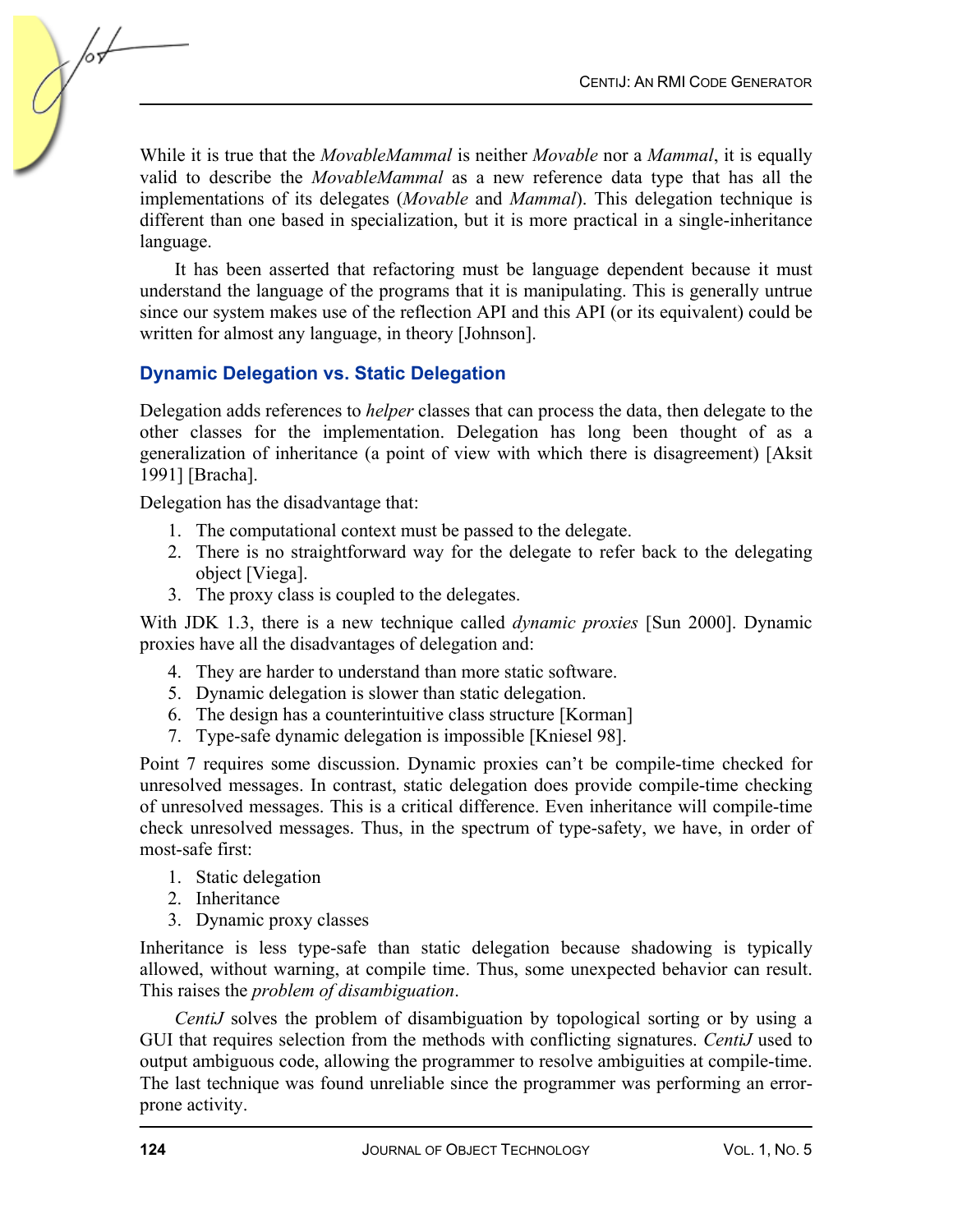While it is true that the *MovableMammal* is neither *Movable* nor a *Mammal*, it is equally valid to describe the *MovableMammal* as a new reference data type that has all the implementations of its delegates (*Movable* and *Mammal*). This delegation technique is different than one based in specialization, but it is more practical in a single-inheritance language.

It has been asserted that refactoring must be language dependent because it must understand the language of the programs that it is manipulating. This is generally untrue since our system makes use of the reflection API and this API (or its equivalent) could be written for almost any language, in theory [Johnson].

## Dynamic Delegation vs. Static Delegation

Delegation adds references to *helper* classes that can process the data, then delegate to the other classes for the implementation. Delegation has long been thought of as a generalization of inheritance (a point of view with which there is disagreement) [Aksit 1991] [Bracha].

Delegation has the disadvantage that:

1. The computational context must be passed to the delegate.
2. There is no straightforward way for the delegate to refer back to the delegating object [Viega].
3. The proxy class is coupled to the delegates.

With JDK 1.3, there is a new technique called *dynamic proxies* [Sun 2000]. Dynamic proxies have all the disadvantages of delegation and:

4. They are harder to understand than more static software.
5. Dynamic delegation is slower than static delegation.
6. The design has a counterintuitive class structure [Korman]
7. Type-safe dynamic delegation is impossible [Kniesel 98].

Point 7 requires some discussion. Dynamic proxies can't be compile-time checked for unresolved messages. In contrast, static delegation does provide compile-time checking of unresolved messages. This is a critical difference. Even inheritance will compile-time check unresolved messages. Thus, in the spectrum of type-safety, we have, in order of most-safe first:

1. Static delegation
2. Inheritance
3. Dynamic proxy classes

Inheritance is less type-safe than static delegation because shadowing is typically allowed, without warning, at compile time. Thus, some unexpected behavior can result. This raises the *problem of disambiguation*.

*CentiJ* solves the problem of disambiguation by topological sorting or by using a GUI that requires selection from the methods with conflicting signatures. *CentiJ* used to output ambiguous code, allowing the programmer to resolve ambiguities at compile-time. The last technique was found unreliable since the programmer was performing an error-prone activity.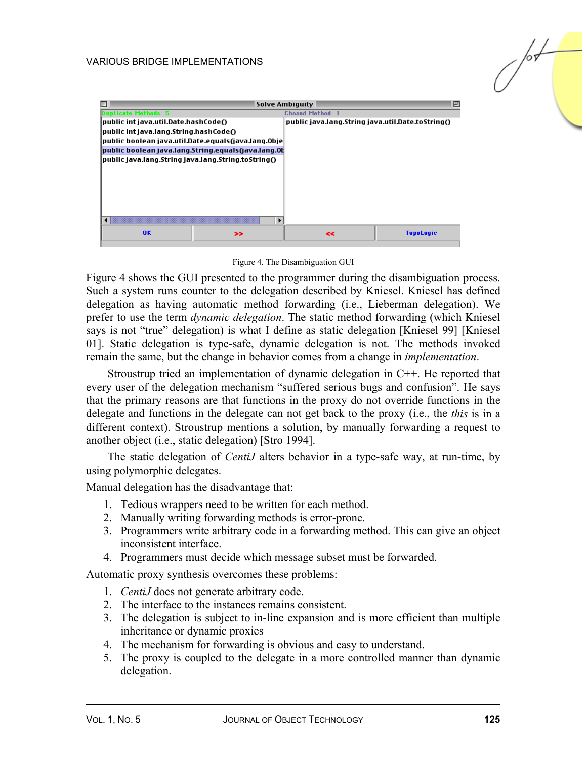Figure 4. The Disambiguation GUI

Figure 4 shows the GUI presented to the programmer during the disambiguation process. Such a system runs counter to the delegation described by Kniesel. Kniesel has defined delegation as having automatic method forwarding (i.e., Lieberman delegation). We prefer to use the term *dynamic delegation*. The static method forwarding (which Kniesel says is not "true" delegation) is what I define as static delegation [Kniesel 99] [Kniesel 01]. Static delegation is type-safe, dynamic delegation is not. The methods invoked remain the same, but the change in behavior comes from a change in *implementation*.

Stroustrup tried an implementation of dynamic delegation in C++. He reported that every user of the delegation mechanism "suffered serious bugs and confusion". He says that the primary reasons are that functions in the proxy do not override functions in the delegate and functions in the delegate can not get back to the proxy (i.e., the *this* is in a different context). Stroustrup mentions a solution, by manually forwarding a request to another object (i.e., static delegation) [Stro 1994].

The static delegation of *CentiJ* alters behavior in a type-safe way, at run-time, by using polymorphic delegates.

Manual delegation has the disadvantage that:

1. Tedious wrappers need to be written for each method.
2. Manually writing forwarding methods is error-prone.
3. Programmers write arbitrary code in a forwarding method. This can give an object inconsistent interface.
4. Programmers must decide which message subset must be forwarded.

Automatic proxy synthesis overcomes these problems:

1. *CentiJ* does not generate arbitrary code.
2. The interface to the instances remains consistent.
3. The delegation is subject to in-line expansion and is more efficient than multiple inheritance or dynamic proxies
4. The mechanism for forwarding is obvious and easy to understand.
5. The proxy is coupled to the delegate in a more controlled manner than dynamic delegation.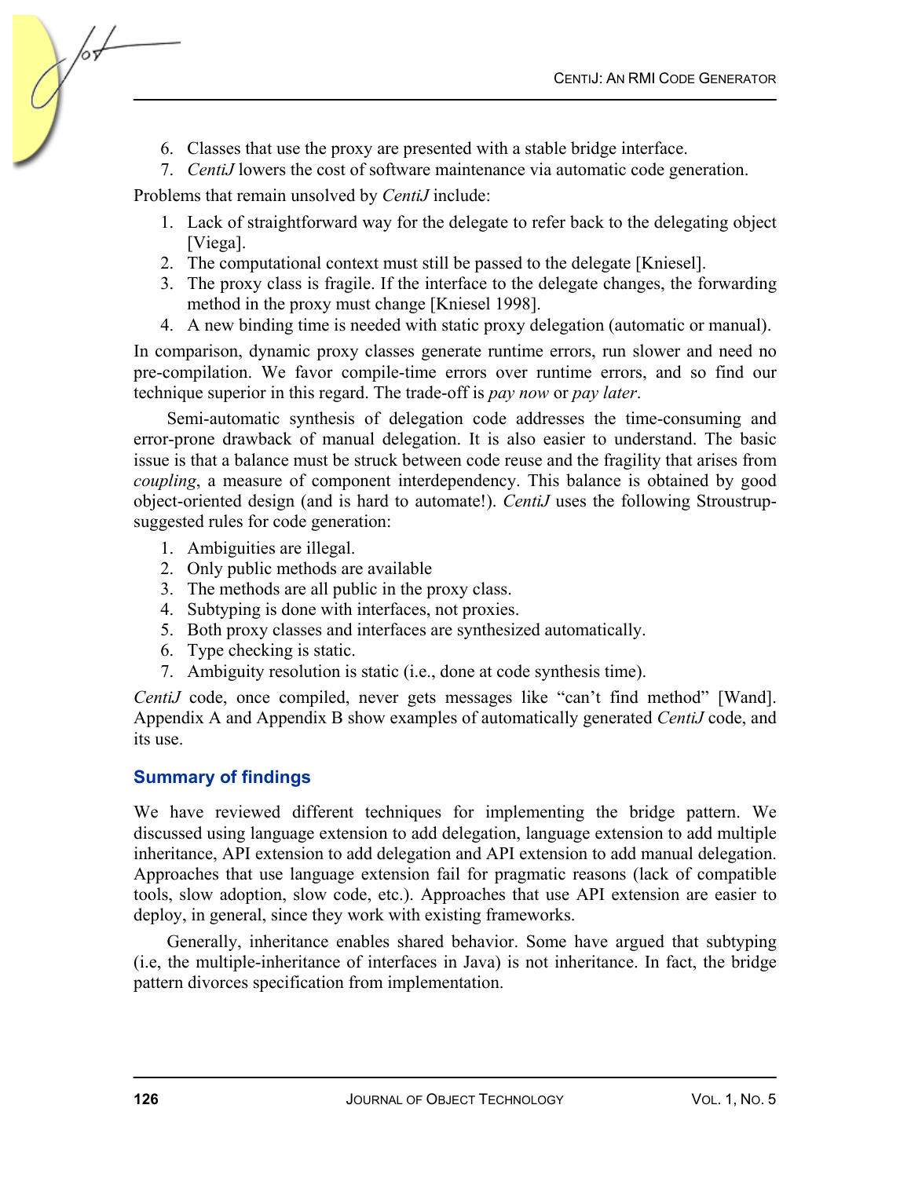6. Classes that use the proxy are presented with a stable bridge interface.
7. *CentiJ* lowers the cost of software maintenance via automatic code generation.

Problems that remain unsolved by *CentiJ* include:

1. Lack of straightforward way for the delegate to refer back to the delegating object [Viega].
2. The computational context must still be passed to the delegate [Kniesel].
3. The proxy class is fragile. If the interface to the delegate changes, the forwarding method in the proxy must change [Kniesel 1998].
4. A new binding time is needed with static proxy delegation (automatic or manual).

In comparison, dynamic proxy classes generate runtime errors, run slower and need no pre-compilation. We favor compile-time errors over runtime errors, and so find our technique superior in this regard. The trade-off is *pay now* or *pay later*.

Semi-automatic synthesis of delegation code addresses the time-consuming and error-prone drawback of manual delegation. It is also easier to understand. The basic issue is that a balance must be struck between code reuse and the fragility that arises from *coupling*, a measure of component interdependency. This balance is obtained by good object-oriented design (and is hard to automate!). *CentiJ* uses the following Stroustrup-suggested rules for code generation:

1. Ambiguities are illegal.
2. Only public methods are available
3. The methods are all public in the proxy class.
4. Subtyping is done with interfaces, not proxies.
5. Both proxy classes and interfaces are synthesized automatically.
6. Type checking is static.
7. Ambiguity resolution is static (i.e., done at code synthesis time).

*CentiJ* code, once compiled, never gets messages like "can't find method" [Wand]. Appendix A and Appendix B show examples of automatically generated *CentiJ* code, and its use.

## Summary of findings

We have reviewed different techniques for implementing the bridge pattern. We discussed using language extension to add delegation, language extension to add multiple inheritance, API extension to add delegation and API extension to add manual delegation. Approaches that use language extension fail for pragmatic reasons (lack of compatible tools, slow adoption, slow code, etc.). Approaches that use API extension are easier to deploy, in general, since they work with existing frameworks.

Generally, inheritance enables shared behavior. Some have argued that subtyping (i.e, the multiple-inheritance of interfaces in Java) is not inheritance. In fact, the bridge pattern divorces specification from implementation.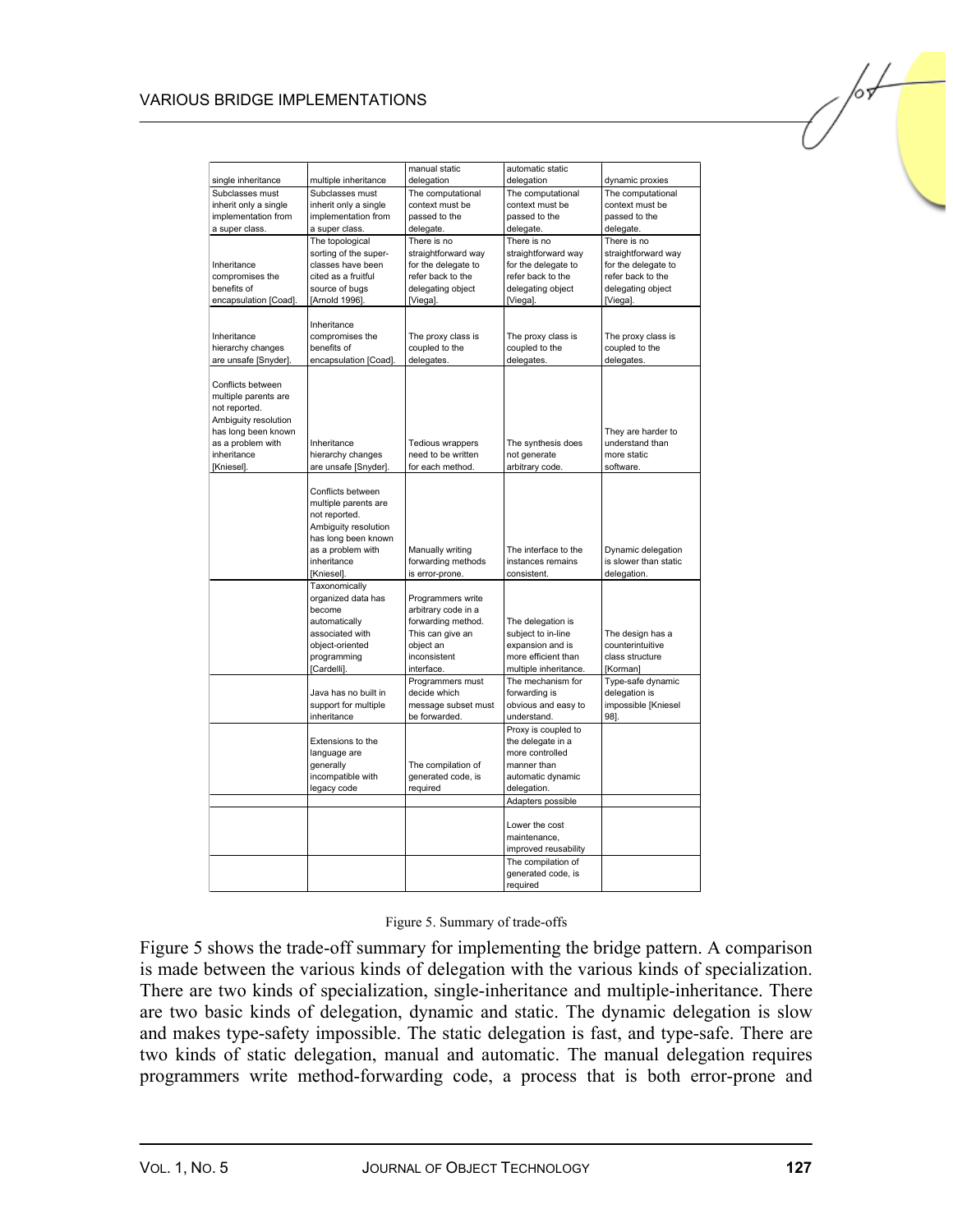| single inheritance | multiple inheritance | manual static delegation | automatic static delegation | dynamic proxies |
|---|---|---|---|---|
| Subclasses must inherit only a single implementation from a super class. | Subclasses must inherit only a single implementation from a super class. | The computational context must be passed to the delegate. | The computational context must be passed to the delegate. | The computational context must be passed to the delegate. |
| Inheritance compromises the benefits of encapsulation [Coad]. | The topological sorting of the super-classes have been cited as a fruitful source of bugs [Arnold 1996]. | There is no straightforward way for the delegate to refer back to the delegating object [Viega]. | There is no straightforward way for the delegate to refer back to the delegating object [Viega]. | There is no straightforward way for the delegate to refer back to the delegating object [Viega]. |
| Inheritance hierarchy changes are unsafe [Snyder]. | Inheritance compromises the benefits of encapsulation [Coad]. | The proxy class is coupled to the delegates. | The proxy class is coupled to the delegates. | The proxy class is coupled to the delegates. |
| Conflicts between multiple parents are not reported. Ambiguity resolution has long been known as a problem with inheritance [Kniesel]. | Inheritance hierarchy changes are unsafe [Snyder]. | Tedious wrappers need to be written for each method. | The synthesis does not generate arbitrary code. | They are harder to understand than more static software. |
| | Conflicts between multiple parents are not reported. Ambiguity resolution has long been known as a problem with inheritance [Kniesel]. | Manually writing forwarding methods is error-prone. | The interface to the instances remains consistent. | Dynamic delegation is slower than static delegation. |
| | Taxonomically organized data has become automatically associated with object-oriented programming [Cardelli]. | Programmers write arbitrary code in a forwarding method. This can give an object an inconsistent interface. | The delegation is subject to in-line expansion and is more efficient than multiple inheritance. | The design has a counterintuitive class structure [Korman] |
| | Java has no built in support for multiple inheritance | Programmers must decide which message subset must be forwarded. | The mechanism for forwarding is obvious and easy to understand. | Type-safe dynamic delegation is impossible [Kniesel 98]. |
| | Extensions to the language are generally incompatible with legacy code | The compilation of generated code, is required | Proxy is coupled to the delegate in a more controlled manner than automatic dynamic delegation. | |
| | | | Adapters possible | |
| | | | Lower the cost maintenance, improved reusability | |
| | | | The compilation of generated code, is required | |

Figure 5. Summary of trade-offs

Figure 5 shows the trade-off summary for implementing the bridge pattern. A comparison is made between the various kinds of delegation with the various kinds of specialization. There are two kinds of specialization, single-inheritance and multiple-inheritance. There are two basic kinds of delegation, dynamic and static. The dynamic delegation is slow and makes type-safety impossible. The static delegation is fast, and type-safe. There are two kinds of static delegation, manual and automatic. The manual delegation requires programmers write method-forwarding code, a process that is both error-prone and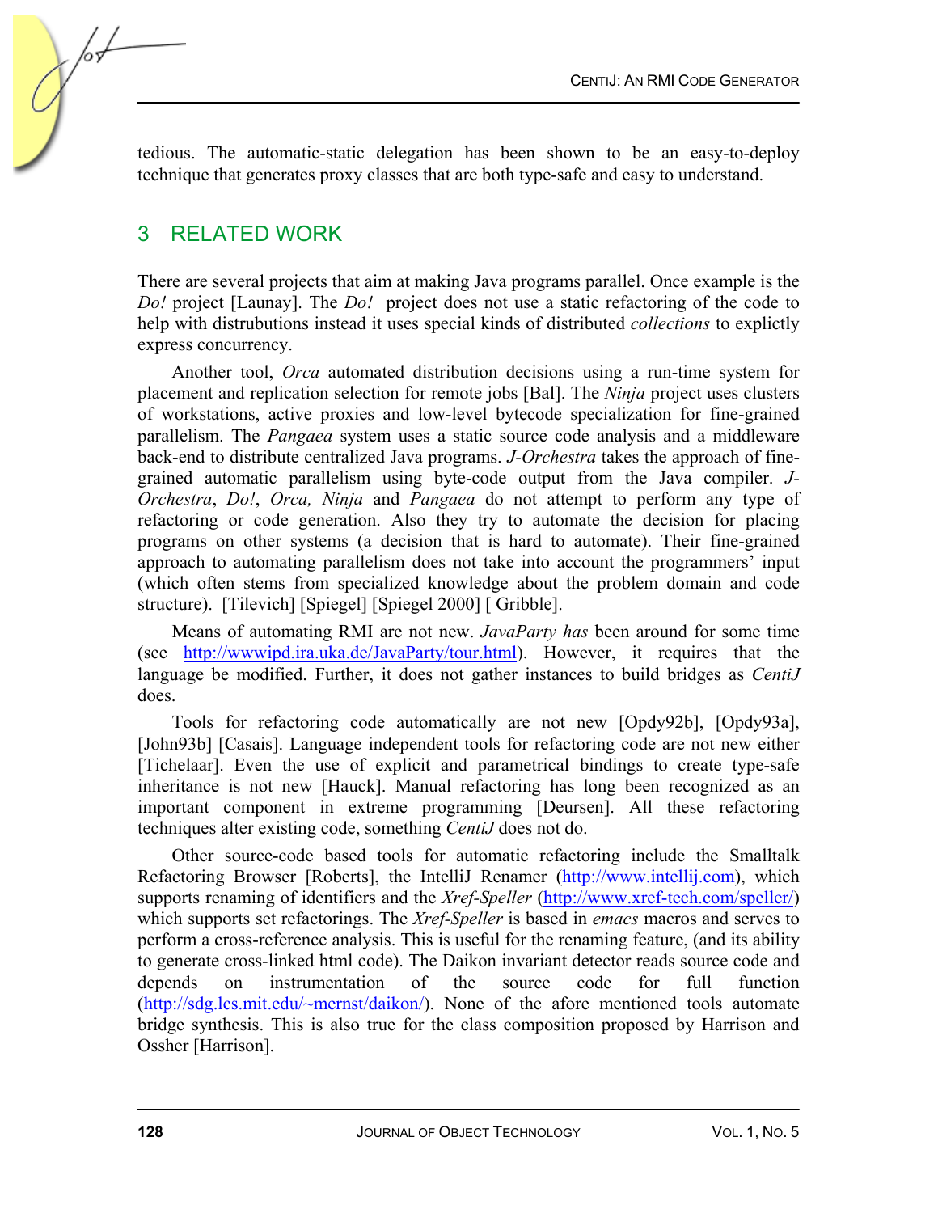tedious. The automatic-static delegation has been shown to be an easy-to-deploy technique that generates proxy classes that are both type-safe and easy to understand.

## 3 RELATED WORK

There are several projects that aim at making Java programs parallel. Once example is the *Do!* project [Launay]. The *Do!* project does not use a static refactoring of the code to help with distrubutions instead it uses special kinds of distributed *collections* to explictly express concurrency.

Another tool, *Orca* automated distribution decisions using a run-time system for placement and replication selection for remote jobs [Bal]. The *Ninja* project uses clusters of workstations, active proxies and low-level bytecode specialization for fine-grained parallelism. The *Pangaea* system uses a static source code analysis and a middleware back-end to distribute centralized Java programs. *J-Orchestra* takes the approach of fine-grained automatic parallelism using byte-code output from the Java compiler. *J-Orchestra*, *Do!*, *Orca, Ninja* and *Pangaea* do not attempt to perform any type of refactoring or code generation. Also they try to automate the decision for placing programs on other systems (a decision that is hard to automate). Their fine-grained approach to automating parallelism does not take into account the programmers' input (which often stems from specialized knowledge about the problem domain and code structure). [Tilevich] [Spiegel] [Spiegel 2000] [ Gribble].

Means of automating RMI are not new. *JavaParty has* been around for some time (see http://wwwipd.ira.uka.de/JavaParty/tour.html). However, it requires that the language be modified. Further, it does not gather instances to build bridges as *CentiJ* does.

Tools for refactoring code automatically are not new [Opdy92b], [Opdy93a], [John93b] [Casais]. Language independent tools for refactoring code are not new either [Tichelaar]. Even the use of explicit and parametrical bindings to create type-safe inheritance is not new [Hauck]. Manual refactoring has long been recognized as an important component in extreme programming [Deursen]. All these refactoring techniques alter existing code, something *CentiJ* does not do.

Other source-code based tools for automatic refactoring include the Smalltalk Refactoring Browser [Roberts], the IntelliJ Renamer (http://www.intellij.com), which supports renaming of identifiers and the *Xref-Speller* (http://www.xref-tech.com/speller/) which supports set refactorings. The *Xref-Speller* is based in *emacs* macros and serves to perform a cross-reference analysis. This is useful for the renaming feature, (and its ability to generate cross-linked html code). The Daikon invariant detector reads source code and depends on instrumentation of the source code for full function (http://sdg.lcs.mit.edu/~mernst/daikon/). None of the afore mentioned tools automate bridge synthesis. This is also true for the class composition proposed by Harrison and Ossher [Harrison].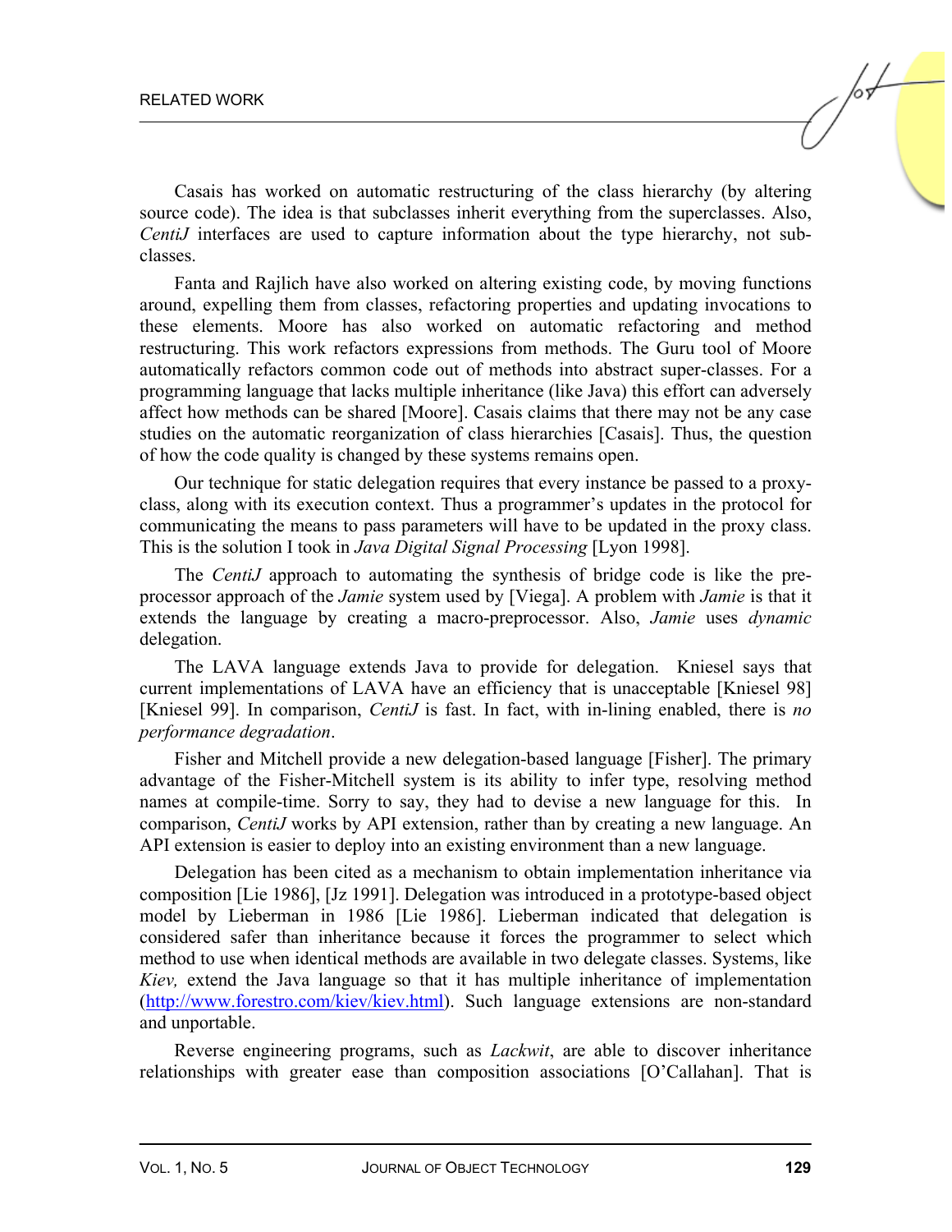Casais has worked on automatic restructuring of the class hierarchy (by altering source code). The idea is that subclasses inherit everything from the superclasses. Also, *CentiJ* interfaces are used to capture information about the type hierarchy, not sub-classes.

Fanta and Rajlich have also worked on altering existing code, by moving functions around, expelling them from classes, refactoring properties and updating invocations to these elements. Moore has also worked on automatic refactoring and method restructuring. This work refactors expressions from methods. The Guru tool of Moore automatically refactors common code out of methods into abstract super-classes. For a programming language that lacks multiple inheritance (like Java) this effort can adversely affect how methods can be shared [Moore]. Casais claims that there may not be any case studies on the automatic reorganization of class hierarchies [Casais]. Thus, the question of how the code quality is changed by these systems remains open.

Our technique for static delegation requires that every instance be passed to a proxy-class, along with its execution context. Thus a programmer's updates in the protocol for communicating the means to pass parameters will have to be updated in the proxy class. This is the solution I took in *Java Digital Signal Processing* [Lyon 1998].

The *CentiJ* approach to automating the synthesis of bridge code is like the pre-processor approach of the *Jamie* system used by [Viega]. A problem with *Jamie* is that it extends the language by creating a macro-preprocessor. Also, *Jamie* uses *dynamic* delegation.

The LAVA language extends Java to provide for delegation. Kniesel says that current implementations of LAVA have an efficiency that is unacceptable [Kniesel 98] [Kniesel 99]. In comparison, *CentiJ* is fast. In fact, with in-lining enabled, there is *no performance degradation*.

Fisher and Mitchell provide a new delegation-based language [Fisher]. The primary advantage of the Fisher-Mitchell system is its ability to infer type, resolving method names at compile-time. Sorry to say, they had to devise a new language for this. In comparison, *CentiJ* works by API extension, rather than by creating a new language. An API extension is easier to deploy into an existing environment than a new language.

Delegation has been cited as a mechanism to obtain implementation inheritance via composition [Lie 1986], [Jz 1991]. Delegation was introduced in a prototype-based object model by Lieberman in 1986 [Lie 1986]. Lieberman indicated that delegation is considered safer than inheritance because it forces the programmer to select which method to use when identical methods are available in two delegate classes. Systems, like *Kiev,* extend the Java language so that it has multiple inheritance of implementation (http://www.forestro.com/kiev/kiev.html). Such language extensions are non-standard and unportable.

Reverse engineering programs, such as *Lackwit*, are able to discover inheritance relationships with greater ease than composition associations [O'Callahan]. That is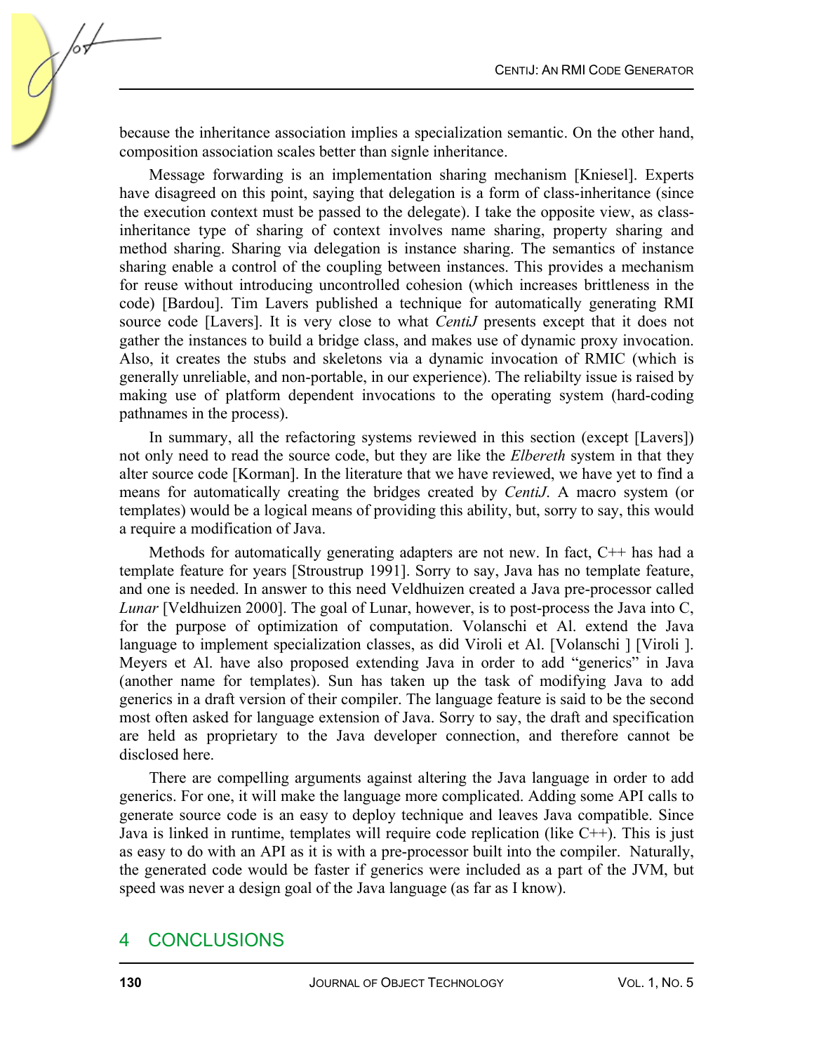because the inheritance association implies a specialization semantic. On the other hand, composition association scales better than signle inheritance.

Message forwarding is an implementation sharing mechanism [Kniesel]. Experts have disagreed on this point, saying that delegation is a form of class-inheritance (since the execution context must be passed to the delegate). I take the opposite view, as class-inheritance type of sharing of context involves name sharing, property sharing and method sharing. Sharing via delegation is instance sharing. The semantics of instance sharing enable a control of the coupling between instances. This provides a mechanism for reuse without introducing uncontrolled cohesion (which increases brittleness in the code) [Bardou]. Tim Lavers published a technique for automatically generating RMI source code [Lavers]. It is very close to what *CentiJ* presents except that it does not gather the instances to build a bridge class, and makes use of dynamic proxy invocation. Also, it creates the stubs and skeletons via a dynamic invocation of RMIC (which is generally unreliable, and non-portable, in our experience). The reliabilty issue is raised by making use of platform dependent invocations to the operating system (hard-coding pathnames in the process).

In summary, all the refactoring systems reviewed in this section (except [Lavers]) not only need to read the source code, but they are like the *Elbereth* system in that they alter source code [Korman]. In the literature that we have reviewed, we have yet to find a means for automatically creating the bridges created by *CentiJ*. A macro system (or templates) would be a logical means of providing this ability, but, sorry to say, this would a require a modification of Java.

Methods for automatically generating adapters are not new. In fact, C++ has had a template feature for years [Stroustrup 1991]. Sorry to say, Java has no template feature, and one is needed. In answer to this need Veldhuizen created a Java pre-processor called *Lunar* [Veldhuizen 2000]. The goal of Lunar, however, is to post-process the Java into C, for the purpose of optimization of computation. Volanschi et Al. extend the Java language to implement specialization classes, as did Viroli et Al. [Volanschi ] [Viroli ]. Meyers et Al. have also proposed extending Java in order to add "generics" in Java (another name for templates). Sun has taken up the task of modifying Java to add generics in a draft version of their compiler. The language feature is said to be the second most often asked for language extension of Java. Sorry to say, the draft and specification are held as proprietary to the Java developer connection, and therefore cannot be disclosed here.

There are compelling arguments against altering the Java language in order to add generics. For one, it will make the language more complicated. Adding some API calls to generate source code is an easy to deploy technique and leaves Java compatible. Since Java is linked in runtime, templates will require code replication (like C++). This is just as easy to do with an API as it is with a pre-processor built into the compiler. Naturally, the generated code would be faster if generics were included as a part of the JVM, but speed was never a design goal of the Java language (as far as I know).

# 4 CONCLUSIONS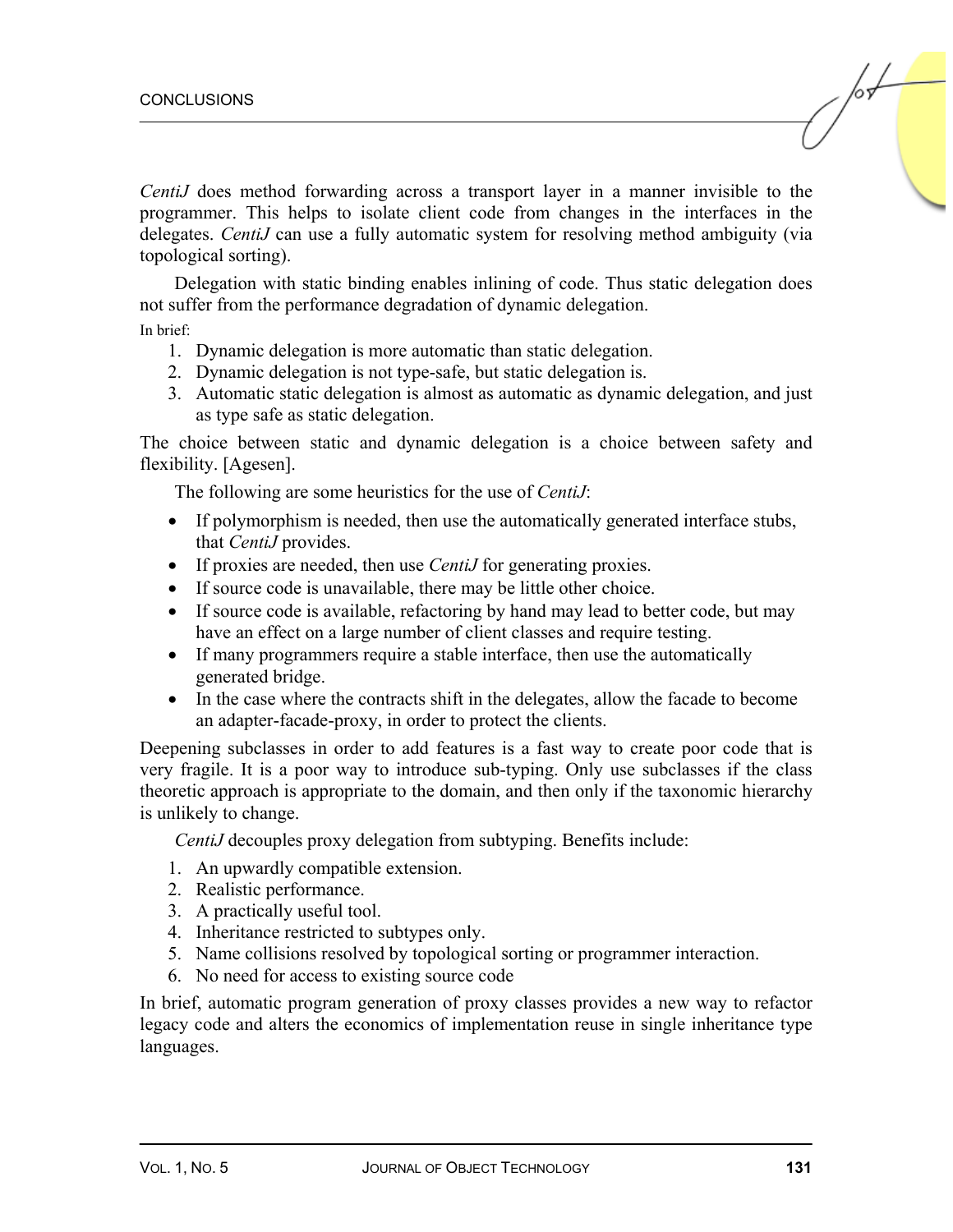*CentiJ* does method forwarding across a transport layer in a manner invisible to the programmer. This helps to isolate client code from changes in the interfaces in the delegates. *CentiJ* can use a fully automatic system for resolving method ambiguity (via topological sorting).

Delegation with static binding enables inlining of code. Thus static delegation does not suffer from the performance degradation of dynamic delegation.

In brief:

1. Dynamic delegation is more automatic than static delegation.
2. Dynamic delegation is not type-safe, but static delegation is.
3. Automatic static delegation is almost as automatic as dynamic delegation, and just as type safe as static delegation.

The choice between static and dynamic delegation is a choice between safety and flexibility. [Agesen].

The following are some heuristics for the use of *CentiJ*:

- If polymorphism is needed, then use the automatically generated interface stubs, that *CentiJ* provides.
- If proxies are needed, then use *CentiJ* for generating proxies.
- If source code is unavailable, there may be little other choice.
- If source code is available, refactoring by hand may lead to better code, but may have an effect on a large number of client classes and require testing.
- If many programmers require a stable interface, then use the automatically generated bridge.
- In the case where the contracts shift in the delegates, allow the facade to become an adapter-facade-proxy, in order to protect the clients.

Deepening subclasses in order to add features is a fast way to create poor code that is very fragile. It is a poor way to introduce sub-typing. Only use subclasses if the class theoretic approach is appropriate to the domain, and then only if the taxonomic hierarchy is unlikely to change.

*CentiJ* decouples proxy delegation from subtyping. Benefits include:

1. An upwardly compatible extension.
2. Realistic performance.
3. A practically useful tool.
4. Inheritance restricted to subtypes only.
5. Name collisions resolved by topological sorting or programmer interaction.
6. No need for access to existing source code

In brief, automatic program generation of proxy classes provides a new way to refactor legacy code and alters the economics of implementation reuse in single inheritance type languages.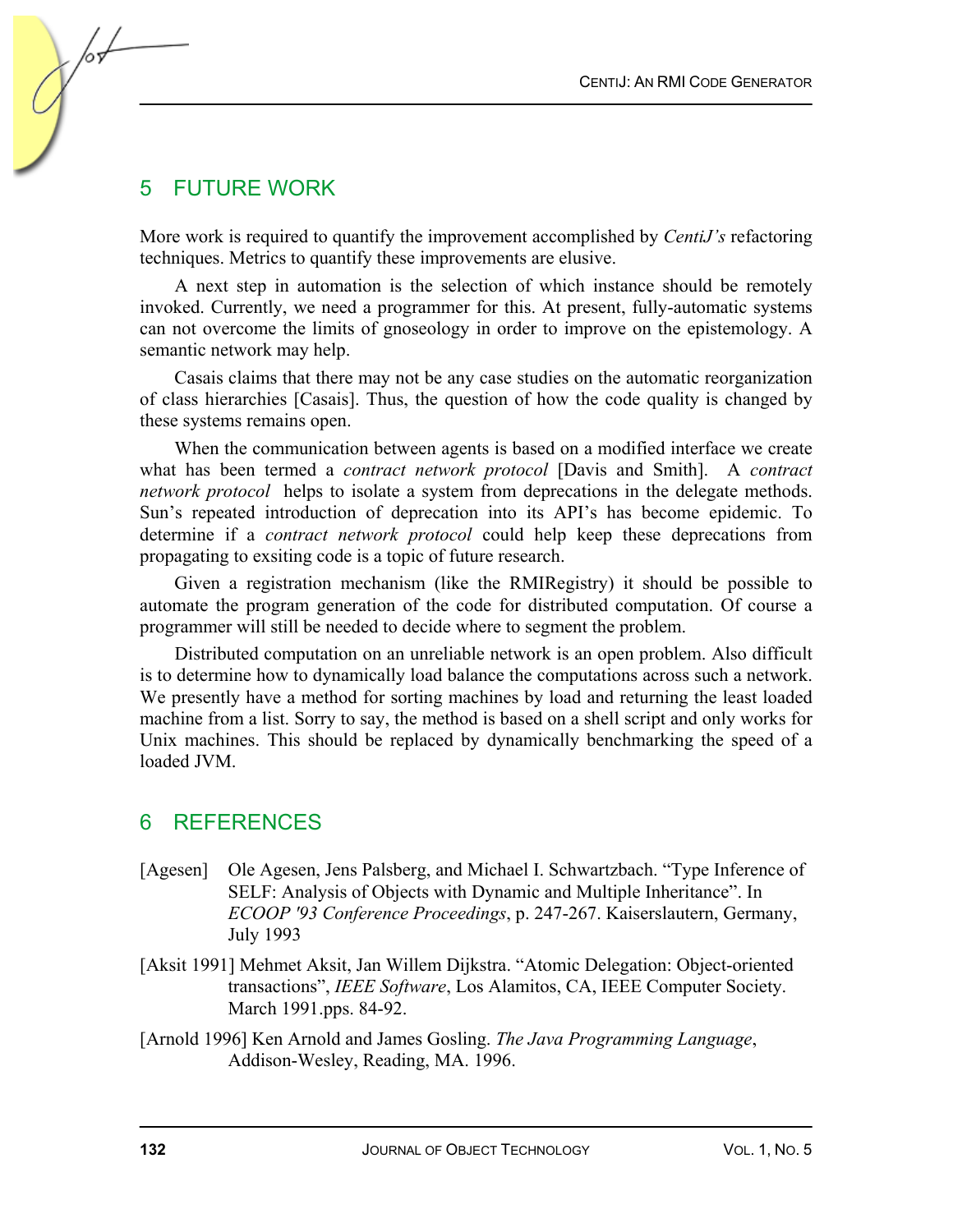## 5 FUTURE WORK

More work is required to quantify the improvement accomplished by *CentiJ's* refactoring techniques. Metrics to quantify these improvements are elusive.

A next step in automation is the selection of which instance should be remotely invoked. Currently, we need a programmer for this. At present, fully-automatic systems can not overcome the limits of gnoseology in order to improve on the epistemology. A semantic network may help.

Casais claims that there may not be any case studies on the automatic reorganization of class hierarchies [Casais]. Thus, the question of how the code quality is changed by these systems remains open.

When the communication between agents is based on a modified interface we create what has been termed a *contract network protocol* [Davis and Smith]. A *contract network protocol* helps to isolate a system from deprecations in the delegate methods. Sun's repeated introduction of deprecation into its API's has become epidemic. To determine if a *contract network protocol* could help keep these deprecations from propagating to exsiting code is a topic of future research.

Given a registration mechanism (like the RMIRegistry) it should be possible to automate the program generation of the code for distributed computation. Of course a programmer will still be needed to decide where to segment the problem.

Distributed computation on an unreliable network is an open problem. Also difficult is to determine how to dynamically load balance the computations across such a network. We presently have a method for sorting machines by load and returning the least loaded machine from a list. Sorry to say, the method is based on a shell script and only works for Unix machines. This should be replaced by dynamically benchmarking the speed of a loaded JVM.

## 6 REFERENCES

[Agesen] Ole Agesen, Jens Palsberg, and Michael I. Schwartzbach. "Type Inference of SELF: Analysis of Objects with Dynamic and Multiple Inheritance". In *ECOOP '93 Conference Proceedings*, p. 247-267. Kaiserslautern, Germany, July 1993

[Aksit 1991] Mehmet Aksit, Jan Willem Dijkstra. "Atomic Delegation: Object-oriented transactions", *IEEE Software*, Los Alamitos, CA, IEEE Computer Society. March 1991.pps. 84-92.

[Arnold 1996] Ken Arnold and James Gosling. *The Java Programming Language*, Addison-Wesley, Reading, MA. 1996.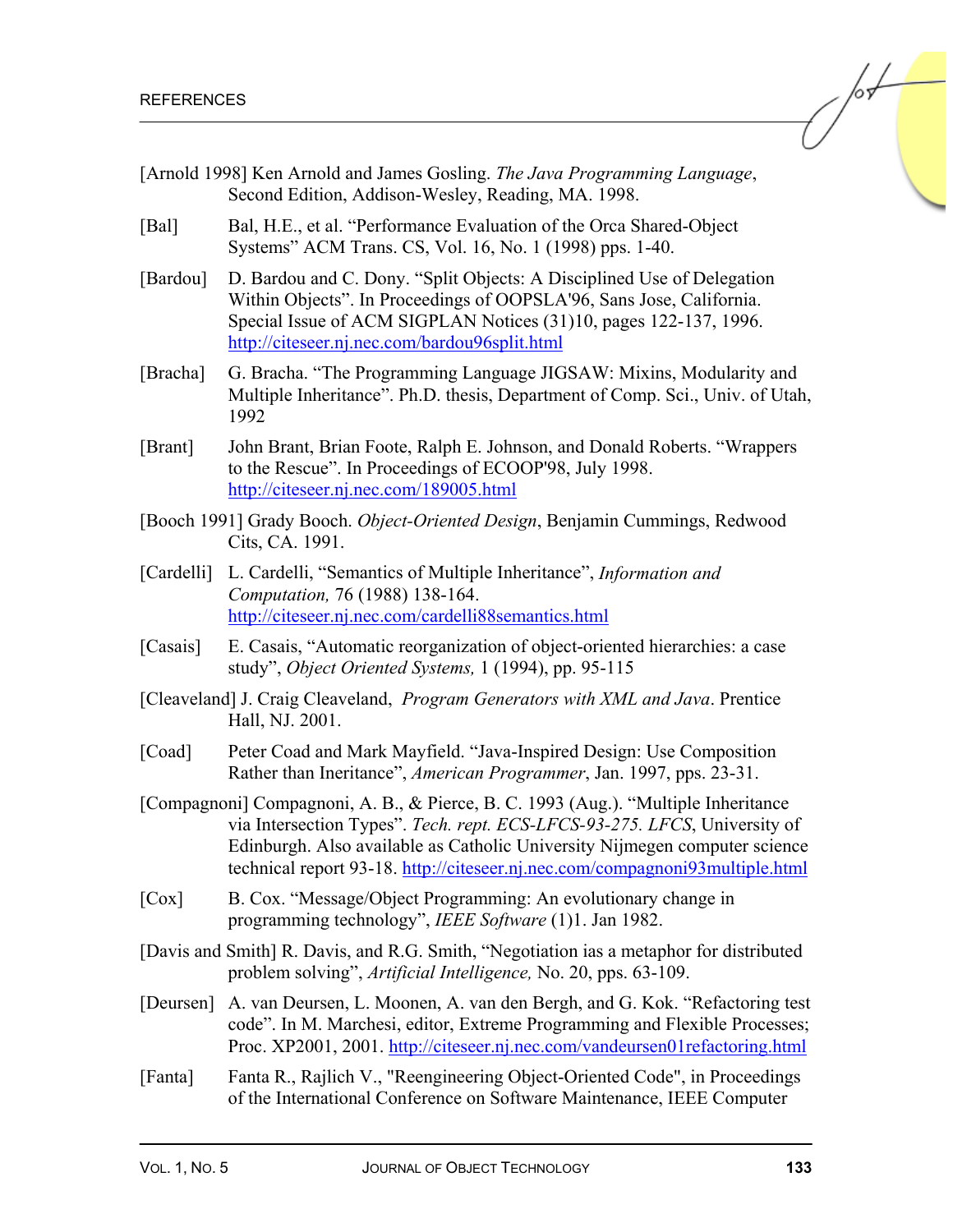## REFERENCES

[Arnold 1998] Ken Arnold and James Gosling. *The Java Programming Language*, Second Edition, Addison-Wesley, Reading, MA. 1998.

[Bal] Bal, H.E., et al. "Performance Evaluation of the Orca Shared-Object Systems" ACM Trans. CS, Vol. 16, No. 1 (1998) pps. 1-40.

[Bardou] D. Bardou and C. Dony. "Split Objects: A Disciplined Use of Delegation Within Objects". In Proceedings of OOPSLA'96, Sans Jose, California. Special Issue of ACM SIGPLAN Notices (31)10, pages 122-137, 1996. http://citeseer.nj.nec.com/bardou96split.html

[Bracha] G. Bracha. "The Programming Language JIGSAW: Mixins, Modularity and Multiple Inheritance". Ph.D. thesis, Department of Comp. Sci., Univ. of Utah, 1992

[Brant] John Brant, Brian Foote, Ralph E. Johnson, and Donald Roberts. "Wrappers to the Rescue". In Proceedings of ECOOP'98, July 1998. http://citeseer.nj.nec.com/189005.html

[Booch 1991] Grady Booch. *Object-Oriented Design*, Benjamin Cummings, Redwood Cits, CA. 1991.

[Cardelli] L. Cardelli, "Semantics of Multiple Inheritance", *Information and Computation,* 76 (1988) 138-164. http://citeseer.nj.nec.com/cardelli88semantics.html

[Casais] E. Casais, "Automatic reorganization of object-oriented hierarchies: a case study", *Object Oriented Systems,* 1 (1994), pp. 95-115

[Cleaveland] J. Craig Cleaveland, *Program Generators with XML and Java*. Prentice Hall, NJ. 2001.

[Coad] Peter Coad and Mark Mayfield. "Java-Inspired Design: Use Composition Rather than Ineritance", *American Programmer*, Jan. 1997, pps. 23-31.

[Compagnoni] Compagnoni, A. B., & Pierce, B. C. 1993 (Aug.). "Multiple Inheritance via Intersection Types". *Tech. rept. ECS-LFCS-93-275. LFCS*, University of Edinburgh. Also available as Catholic University Nijmegen computer science technical report 93-18. http://citeseer.nj.nec.com/compagnoni93multiple.html

[Cox] B. Cox. "Message/Object Programming: An evolutionary change in programming technology", *IEEE Software* (1)1. Jan 1982.

[Davis and Smith] R. Davis, and R.G. Smith, "Negotiation ias a metaphor for distributed problem solving", *Artificial Intelligence,* No. 20, pps. 63-109.

[Deursen] A. van Deursen, L. Moonen, A. van den Bergh, and G. Kok. "Refactoring test code". In M. Marchesi, editor, Extreme Programming and Flexible Processes; Proc. XP2001, 2001. http://citeseer.nj.nec.com/vandeursen01refactoring.html

[Fanta] Fanta R., Rajlich V., "Reengineering Object-Oriented Code", in Proceedings of the International Conference on Software Maintenance, IEEE Computer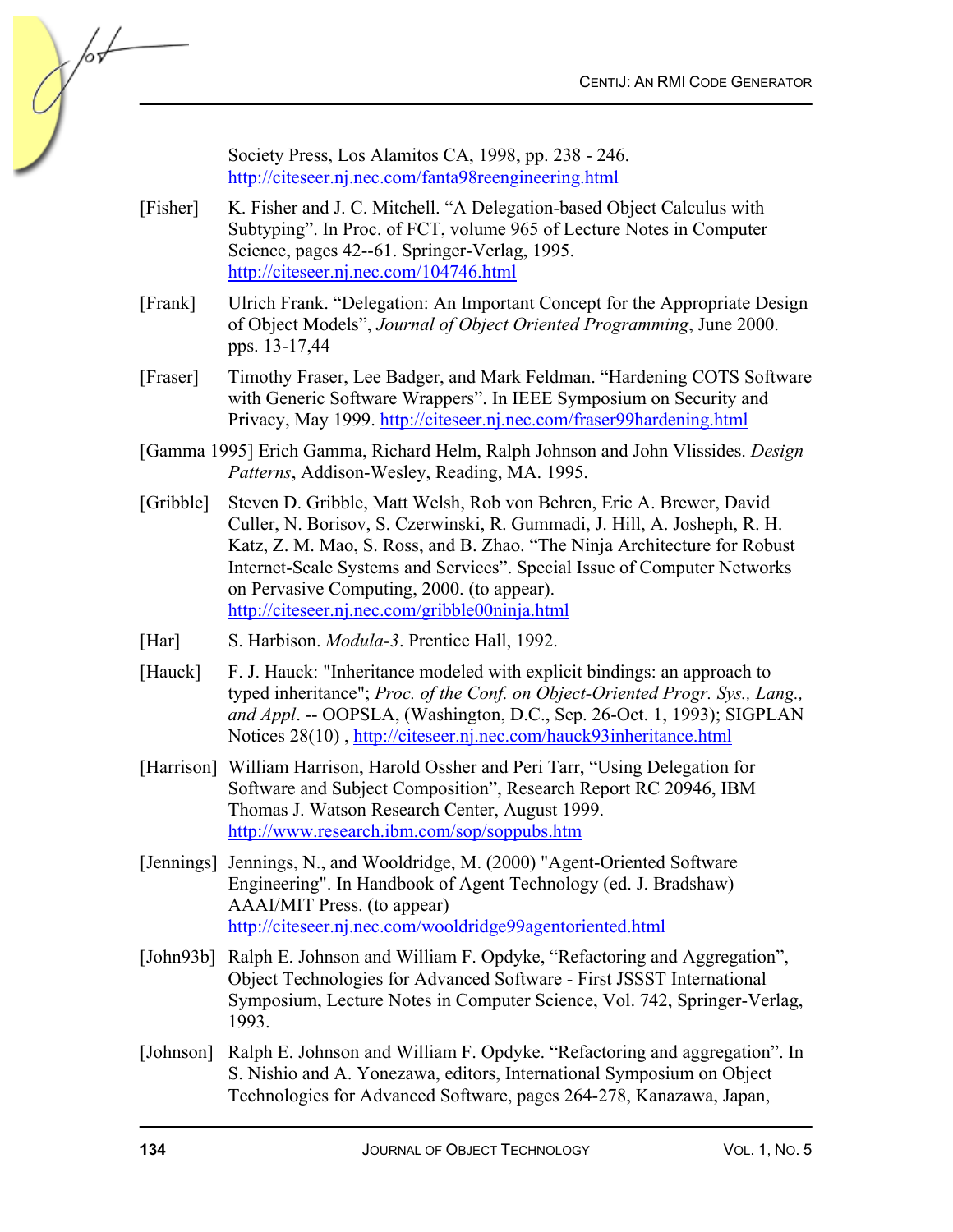Society Press, Los Alamitos CA, 1998, pp. 238 - 246. http://citeseer.nj.nec.com/fanta98reengineering.html

[Fisher] K. Fisher and J. C. Mitchell. "A Delegation-based Object Calculus with Subtyping". In Proc. of FCT, volume 965 of Lecture Notes in Computer Science, pages 42--61. Springer-Verlag, 1995. http://citeseer.nj.nec.com/104746.html

[Frank] Ulrich Frank. "Delegation: An Important Concept for the Appropriate Design of Object Models", *Journal of Object Oriented Programming*, June 2000. pps. 13-17,44

[Fraser] Timothy Fraser, Lee Badger, and Mark Feldman. "Hardening COTS Software with Generic Software Wrappers". In IEEE Symposium on Security and Privacy, May 1999. http://citeseer.nj.nec.com/fraser99hardening.html

[Gamma 1995] Erich Gamma, Richard Helm, Ralph Johnson and John Vlissides. *Design Patterns*, Addison-Wesley, Reading, MA. 1995.

[Gribble] Steven D. Gribble, Matt Welsh, Rob von Behren, Eric A. Brewer, David Culler, N. Borisov, S. Czerwinski, R. Gummadi, J. Hill, A. Josheph, R. H. Katz, Z. M. Mao, S. Ross, and B. Zhao. "The Ninja Architecture for Robust Internet-Scale Systems and Services". Special Issue of Computer Networks on Pervasive Computing, 2000. (to appear). http://citeseer.nj.nec.com/gribble00ninja.html

[Har] S. Harbison. *Modula-3*. Prentice Hall, 1992.

[Hauck] F. J. Hauck: "Inheritance modeled with explicit bindings: an approach to typed inheritance"; *Proc. of the Conf. on Object-Oriented Progr. Sys., Lang., and Appl*. -- OOPSLA, (Washington, D.C., Sep. 26-Oct. 1, 1993); SIGPLAN Notices 28(10) , http://citeseer.nj.nec.com/hauck93inheritance.html

[Harrison] William Harrison, Harold Ossher and Peri Tarr, "Using Delegation for Software and Subject Composition", Research Report RC 20946, IBM Thomas J. Watson Research Center, August 1999. http://www.research.ibm.com/sop/soppubs.htm

[Jennings] Jennings, N., and Wooldridge, M. (2000) "Agent-Oriented Software Engineering". In Handbook of Agent Technology (ed. J. Bradshaw) AAAI/MIT Press. (to appear) http://citeseer.nj.nec.com/wooldridge99agentoriented.html

[John93b] Ralph E. Johnson and William F. Opdyke, "Refactoring and Aggregation", Object Technologies for Advanced Software - First JSSST International Symposium, Lecture Notes in Computer Science, Vol. 742, Springer-Verlag, 1993.

[Johnson] Ralph E. Johnson and William F. Opdyke. "Refactoring and aggregation". In S. Nishio and A. Yonezawa, editors, International Symposium on Object Technologies for Advanced Software, pages 264-278, Kanazawa, Japan,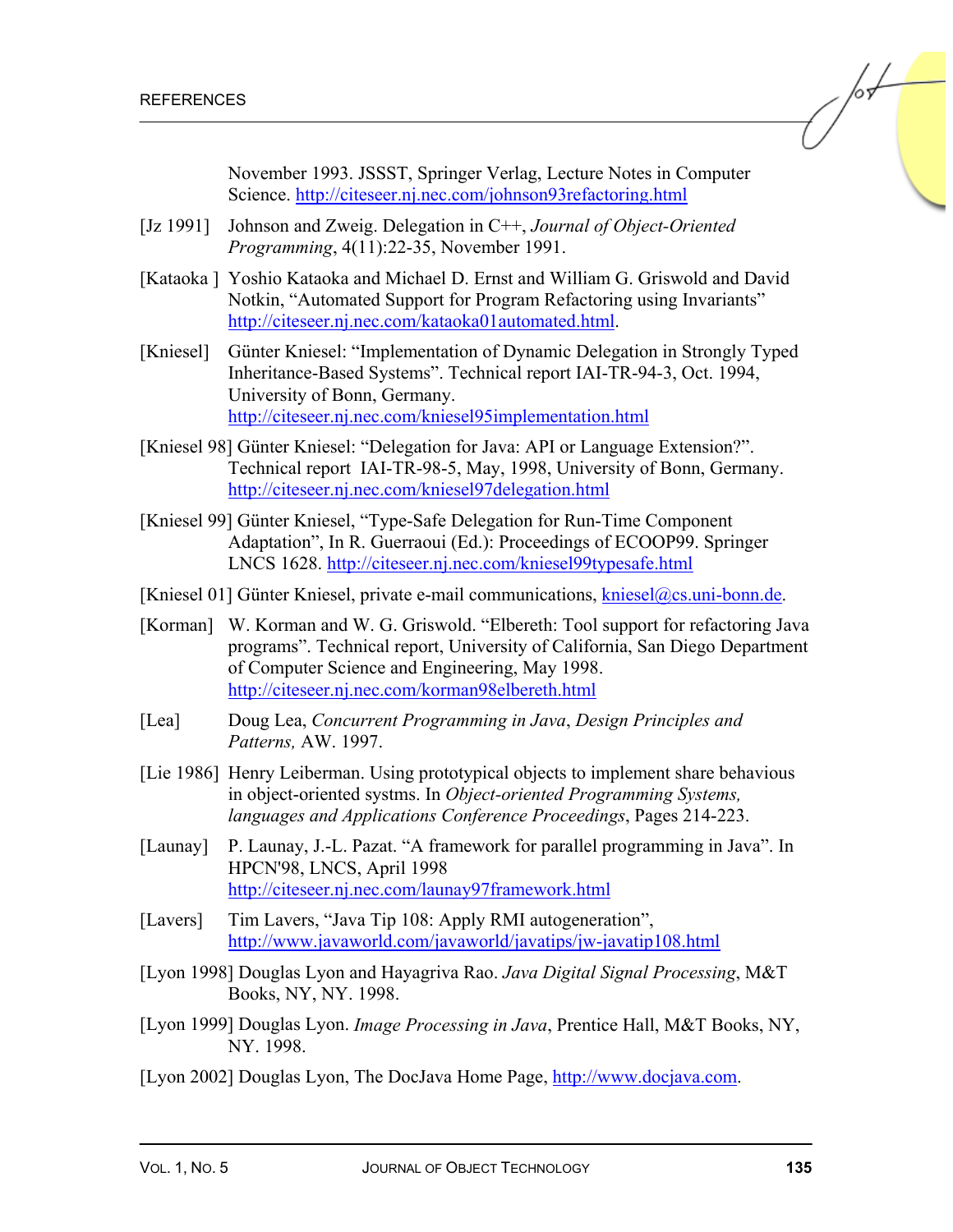November 1993. JSSST, Springer Verlag, Lecture Notes in Computer Science. http://citeseer.nj.nec.com/johnson93refactoring.html

[Jz 1991] Johnson and Zweig. Delegation in C++, *Journal of Object-Oriented Programming*, 4(11):22-35, November 1991.

[Kataoka ] Yoshio Kataoka and Michael D. Ernst and William G. Griswold and David Notkin, "Automated Support for Program Refactoring using Invariants" http://citeseer.nj.nec.com/kataoka01automated.html.

[Kniesel] Günter Kniesel: "Implementation of Dynamic Delegation in Strongly Typed Inheritance-Based Systems". Technical report IAI-TR-94-3, Oct. 1994, University of Bonn, Germany. http://citeseer.nj.nec.com/kniesel95implementation.html

[Kniesel 98] Günter Kniesel: "Delegation for Java: API or Language Extension?". Technical report IAI-TR-98-5, May, 1998, University of Bonn, Germany. http://citeseer.nj.nec.com/kniesel97delegation.html

[Kniesel 99] Günter Kniesel, "Type-Safe Delegation for Run-Time Component Adaptation", In R. Guerraoui (Ed.): Proceedings of ECOOP99. Springer LNCS 1628. http://citeseer.nj.nec.com/kniesel99typesafe.html

[Kniesel 01] Günter Kniesel, private e-mail communications, kniesel@cs.uni-bonn.de.

[Korman] W. Korman and W. G. Griswold. "Elbereth: Tool support for refactoring Java programs". Technical report, University of California, San Diego Department of Computer Science and Engineering, May 1998. http://citeseer.nj.nec.com/korman98elbereth.html

[Lea] Doug Lea, *Concurrent Programming in Java*, *Design Principles and Patterns,* AW. 1997.

[Lie 1986] Henry Leiberman. Using prototypical objects to implement share behavious in object-oriented systms. In *Object-oriented Programming Systems, languages and Applications Conference Proceedings*, Pages 214-223.

[Launay] P. Launay, J.-L. Pazat. "A framework for parallel programming in Java". In HPCN'98, LNCS, April 1998 http://citeseer.nj.nec.com/launay97framework.html

[Lavers] Tim Lavers, "Java Tip 108: Apply RMI autogeneration", http://www.javaworld.com/javaworld/javatips/jw-javatip108.html

[Lyon 1998] Douglas Lyon and Hayagriva Rao. *Java Digital Signal Processing*, M&T Books, NY, NY. 1998.

[Lyon 1999] Douglas Lyon. *Image Processing in Java*, Prentice Hall, M&T Books, NY, NY. 1998.

[Lyon 2002] Douglas Lyon, The DocJava Home Page, http://www.docjava.com.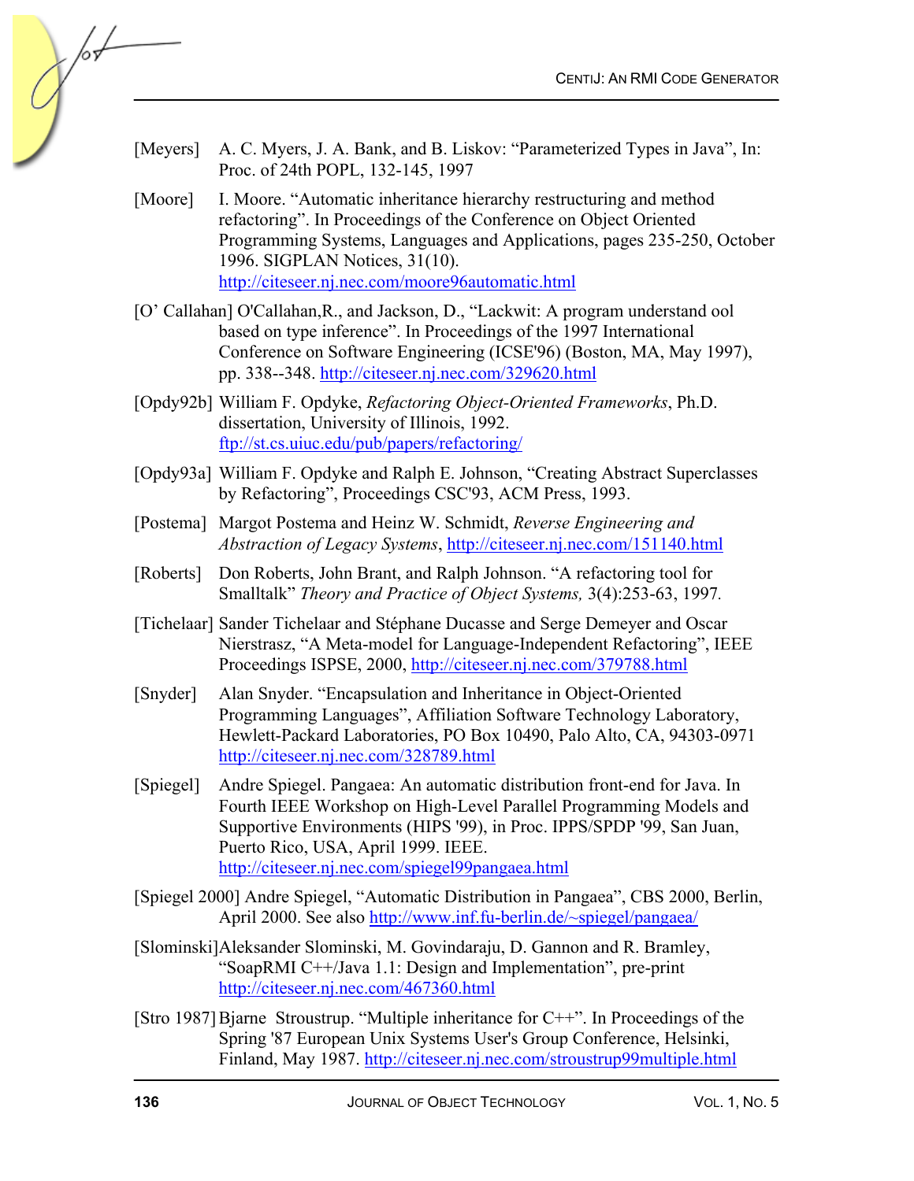[Meyers] A. C. Myers, J. A. Bank, and B. Liskov: "Parameterized Types in Java", In: Proc. of 24th POPL, 132-145, 1997

[Moore] I. Moore. "Automatic inheritance hierarchy restructuring and method refactoring". In Proceedings of the Conference on Object Oriented Programming Systems, Languages and Applications, pages 235-250, October 1996. SIGPLAN Notices, 31(10). http://citeseer.nj.nec.com/moore96automatic.html

[O' Callahan] O'Callahan,R., and Jackson, D., "Lackwit: A program understand ool based on type inference". In Proceedings of the 1997 International Conference on Software Engineering (ICSE'96) (Boston, MA, May 1997), pp. 338--348. http://citeseer.nj.nec.com/329620.html

[Opdy92b] William F. Opdyke, *Refactoring Object-Oriented Frameworks*, Ph.D. dissertation, University of Illinois, 1992. ftp://st.cs.uiuc.edu/pub/papers/refactoring/

[Opdy93a] William F. Opdyke and Ralph E. Johnson, "Creating Abstract Superclasses by Refactoring", Proceedings CSC'93, ACM Press, 1993.

[Postema] Margot Postema and Heinz W. Schmidt, *Reverse Engineering and Abstraction of Legacy Systems*, http://citeseer.nj.nec.com/151140.html

[Roberts] Don Roberts, John Brant, and Ralph Johnson. "A refactoring tool for Smalltalk" *Theory and Practice of Object Systems,* 3(4):253-63, 1997.

[Tichelaar] Sander Tichelaar and Stéphane Ducasse and Serge Demeyer and Oscar Nierstrasz, "A Meta-model for Language-Independent Refactoring", IEEE Proceedings ISPSE, 2000, http://citeseer.nj.nec.com/379788.html

[Snyder] Alan Snyder. "Encapsulation and Inheritance in Object-Oriented Programming Languages", Affiliation Software Technology Laboratory, Hewlett-Packard Laboratories, PO Box 10490, Palo Alto, CA, 94303-0971 http://citeseer.nj.nec.com/328789.html

[Spiegel] Andre Spiegel. Pangaea: An automatic distribution front-end for Java. In Fourth IEEE Workshop on High-Level Parallel Programming Models and Supportive Environments (HIPS '99), in Proc. IPPS/SPDP '99, San Juan, Puerto Rico, USA, April 1999. IEEE. http://citeseer.nj.nec.com/spiegel99pangaea.html

[Spiegel 2000] Andre Spiegel, "Automatic Distribution in Pangaea", CBS 2000, Berlin, April 2000. See also http://www.inf.fu-berlin.de/~spiegel/pangaea/

[Slominski] Aleksander Slominski, M. Govindaraju, D. Gannon and R. Bramley, "SoapRMI C++/Java 1.1: Design and Implementation", pre-print http://citeseer.nj.nec.com/467360.html

[Stro 1987] Bjarne Stroustrup. "Multiple inheritance for C++". In Proceedings of the Spring '87 European Unix Systems User's Group Conference, Helsinki, Finland, May 1987. http://citeseer.nj.nec.com/stroustrup99multiple.html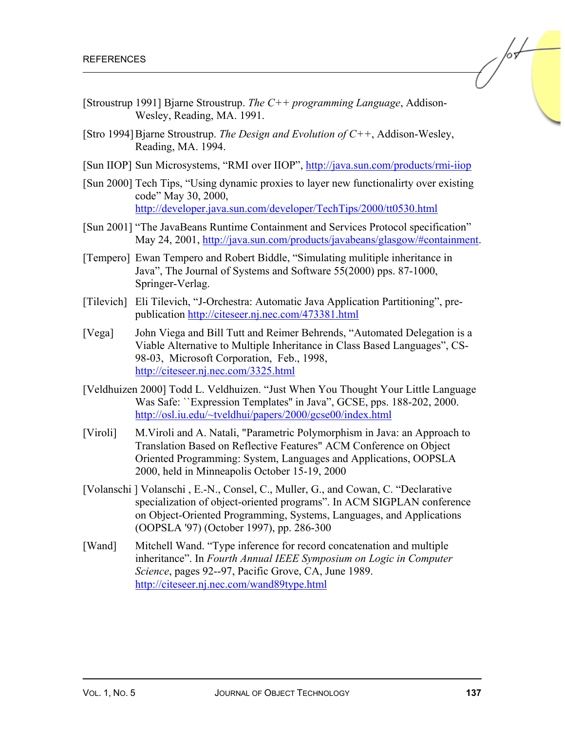[Stroustrup 1991] Bjarne Stroustrup. *The C++ programming Language*, Addison-Wesley, Reading, MA. 1991.

[Stro 1994] Bjarne Stroustrup. *The Design and Evolution of C++*, Addison-Wesley, Reading, MA. 1994.

[Sun IIOP] Sun Microsystems, "RMI over IIOP", http://java.sun.com/products/rmi-iiop

[Sun 2000] Tech Tips, "Using dynamic proxies to layer new functionalirty over existing code" May 30, 2000, http://developer.java.sun.com/developer/TechTips/2000/tt0530.html

[Sun 2001] "The JavaBeans Runtime Containment and Services Protocol specification" May 24, 2001, http://java.sun.com/products/javabeans/glasgow/#containment.

[Tempero] Ewan Tempero and Robert Biddle, "Simulating mulitiple inheritance in Java", The Journal of Systems and Software 55(2000) pps. 87-1000, Springer-Verlag.

[Tilevich] Eli Tilevich, "J-Orchestra: Automatic Java Application Partitioning", pre-publication http://citeseer.nj.nec.com/473381.html

[Vega] John Viega and Bill Tutt and Reimer Behrends, "Automated Delegation is a Viable Alternative to Multiple Inheritance in Class Based Languages", CS-98-03, Microsoft Corporation, Feb., 1998, http://citeseer.nj.nec.com/3325.html

[Veldhuizen 2000] Todd L. Veldhuizen. "Just When You Thought Your Little Language Was Safe: ``Expression Templates'' in Java", GCSE, pps. 188-202, 2000. http://osl.iu.edu/~tveldhui/papers/2000/gcse00/index.html

[Viroli] M.Viroli and A. Natali, "Parametric Polymorphism in Java: an Approach to Translation Based on Reflective Features" ACM Conference on Object Oriented Programming: System, Languages and Applications, OOPSLA 2000, held in Minneapolis October 15-19, 2000

[Volanschi ] Volanschi , E.-N., Consel, C., Muller, G., and Cowan, C. "Declarative specialization of object-oriented programs". In ACM SIGPLAN conference on Object-Oriented Programming, Systems, Languages, and Applications (OOPSLA '97) (October 1997), pp. 286-300

[Wand] Mitchell Wand. "Type inference for record concatenation and multiple inheritance". In *Fourth Annual IEEE Symposium on Logic in Computer Science*, pages 92--97, Pacific Grove, CA, June 1989. http://citeseer.nj.nec.com/wand89type.html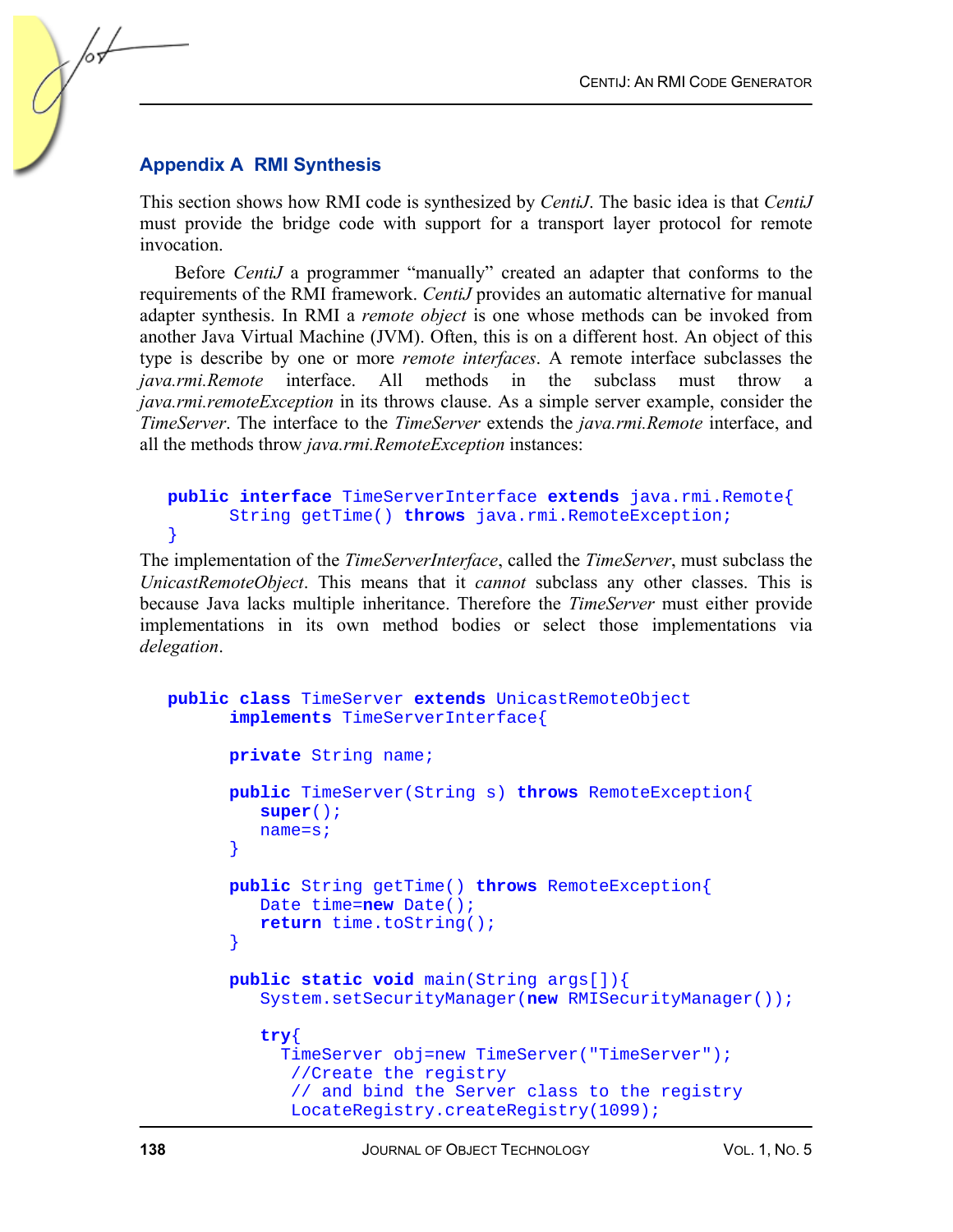## Appendix A RMI Synthesis

This section shows how RMI code is synthesized by *CentiJ*. The basic idea is that *CentiJ* must provide the bridge code with support for a transport layer protocol for remote invocation.

Before *CentiJ* a programmer "manually" created an adapter that conforms to the requirements of the RMI framework. *CentiJ* provides an automatic alternative for manual adapter synthesis. In RMI a *remote object* is one whose methods can be invoked from another Java Virtual Machine (JVM). Often, this is on a different host. An object of this type is describe by one or more *remote interfaces*. A remote interface subclasses the *java.rmi.Remote* interface. All methods in the subclass must throw a *java.rmi.remoteException* in its throws clause. As a simple server example, consider the *TimeServer*. The interface to the *TimeServer* extends the *java.rmi.Remote* interface, and all the methods throw *java.rmi.RemoteException* instances:

```
public interface TimeServerInterface extends java.rmi.Remote{
      String getTime() throws java.rmi.RemoteException;
}
```

The implementation of the *TimeServerInterface*, called the *TimeServer*, must subclass the *UnicastRemoteObject*. This means that it *cannot* subclass any other classes. This is because Java lacks multiple inheritance. Therefore the *TimeServer* must either provide implementations in its own method bodies or select those implementations via *delegation*.

```
public class TimeServer extends UnicastRemoteObject
      implements TimeServerInterface{

      private String name;

      public TimeServer(String s) throws RemoteException{
         super();
         name=s;
      }

      public String getTime() throws RemoteException{
         Date time=new Date();
         return time.toString();
      }

      public static void main(String args[]){
         System.setSecurityManager(new RMISecurityManager());

         try{
           TimeServer obj=new TimeServer("TimeServer");
            //Create the registry
            // and bind the Server class to the registry
            LocateRegistry.createRegistry(1099);
```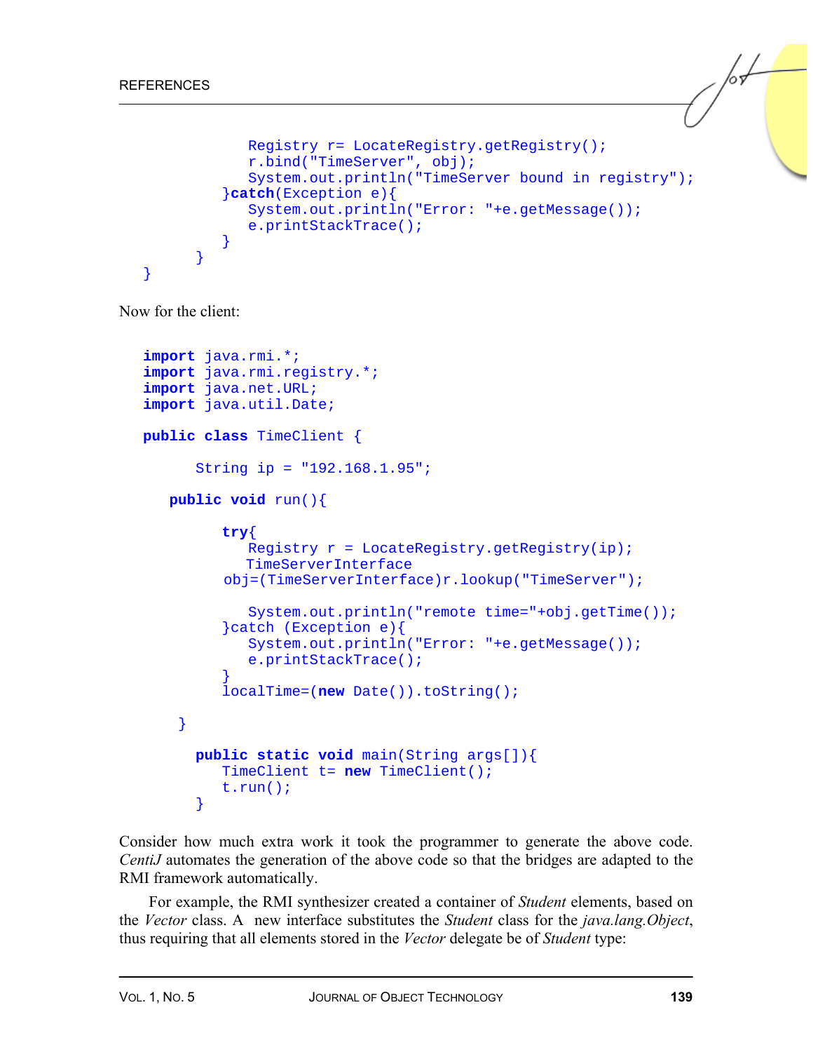```
            Registry r= LocateRegistry.getRegistry();
            r.bind("TimeServer", obj);
            System.out.println("TimeServer bound in registry");
         }catch(Exception e){
            System.out.println("Error: "+e.getMessage());
            e.printStackTrace();
         }
      }
}
```

Now for the client:

```
import java.rmi.*;
import java.rmi.registry.*;
import java.net.URL;
import java.util.Date;

public class TimeClient {

      String ip = "192.168.1.95";

   public void run(){

         try{
            Registry r = LocateRegistry.getRegistry(ip);
            TimeServerInterface
         obj=(TimeServerInterface)r.lookup("TimeServer");

            System.out.println("remote time="+obj.getTime());
         }catch (Exception e){
            System.out.println("Error: "+e.getMessage());
            e.printStackTrace();
         }
         localTime=(new Date()).toString();

    }

      public static void main(String args[]){
         TimeClient t= new TimeClient();
         t.run();
      }
```

Consider how much extra work it took the programmer to generate the above code. *CentiJ* automates the generation of the above code so that the bridges are adapted to the RMI framework automatically.

For example, the RMI synthesizer created a container of *Student* elements, based on the *Vector* class. A new interface substitutes the *Student* class for the *java.lang.Object*, thus requiring that all elements stored in the *Vector* delegate be of *Student* type: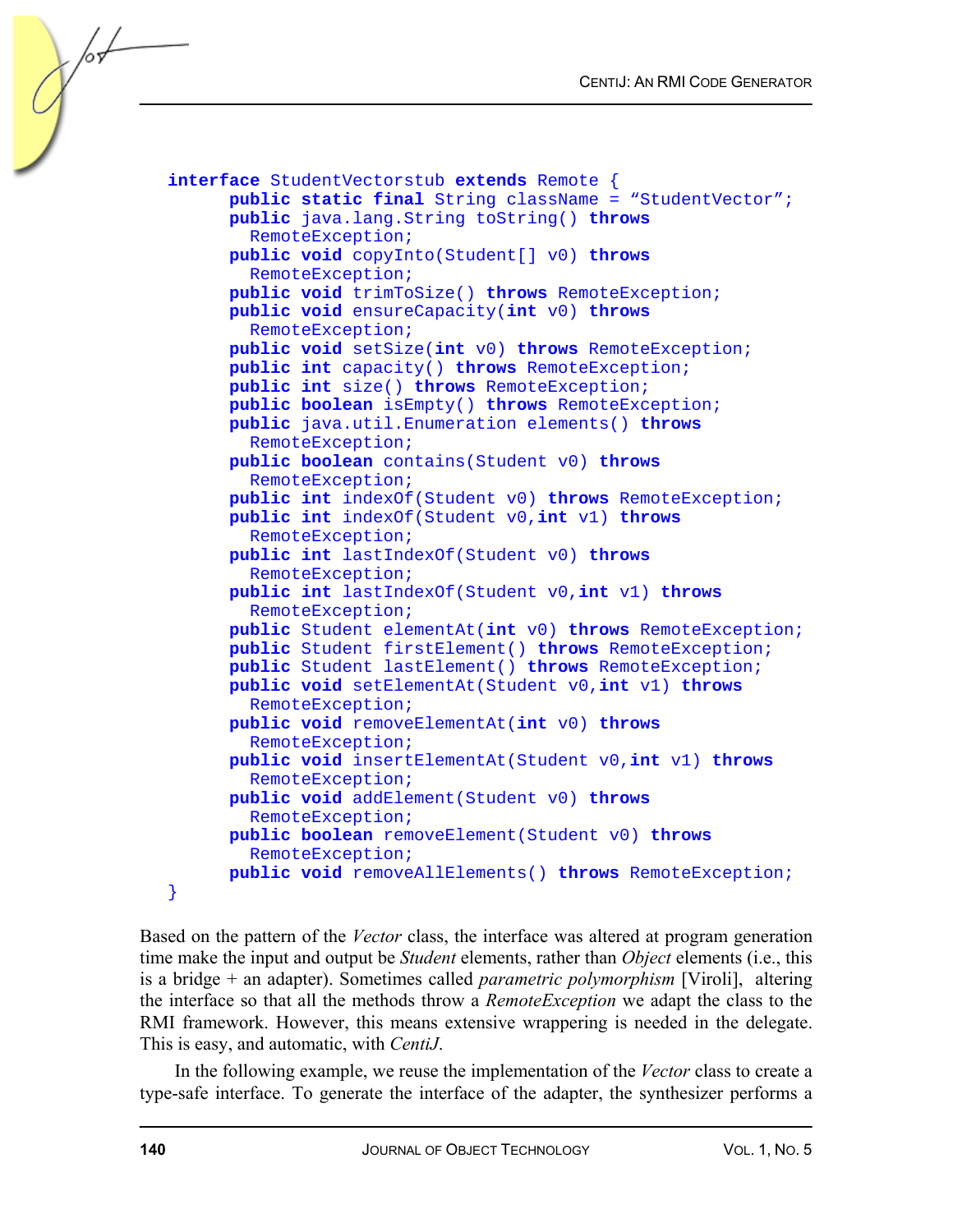```java
interface StudentVectorstub extends Remote {
      public static final String className = "StudentVector";
      public java.lang.String toString() throws
        RemoteException;
      public void copyInto(Student[] v0) throws
        RemoteException;
      public void trimToSize() throws RemoteException;
      public void ensureCapacity(int v0) throws
        RemoteException;
      public void setSize(int v0) throws RemoteException;
      public int capacity() throws RemoteException;
      public int size() throws RemoteException;
      public boolean isEmpty() throws RemoteException;
      public java.util.Enumeration elements() throws
        RemoteException;
      public boolean contains(Student v0) throws
        RemoteException;
      public int indexOf(Student v0) throws RemoteException;
      public int indexOf(Student v0,int v1) throws
        RemoteException;
      public int lastIndexOf(Student v0) throws
        RemoteException;
      public int lastIndexOf(Student v0,int v1) throws
        RemoteException;
      public Student elementAt(int v0) throws RemoteException;
      public Student firstElement() throws RemoteException;
      public Student lastElement() throws RemoteException;
      public void setElementAt(Student v0,int v1) throws
        RemoteException;
      public void removeElementAt(int v0) throws
        RemoteException;
      public void insertElementAt(Student v0,int v1) throws
        RemoteException;
      public void addElement(Student v0) throws
        RemoteException;
      public boolean removeElement(Student v0) throws
        RemoteException;
      public void removeAllElements() throws RemoteException;
}
```

Based on the pattern of the *Vector* class, the interface was altered at program generation time make the input and output be *Student* elements, rather than *Object* elements (i.e., this is a bridge + an adapter). Sometimes called *parametric polymorphism* [Viroli], altering the interface so that all the methods throw a *RemoteException* we adapt the class to the RMI framework. However, this means extensive wrappering is needed in the delegate. This is easy, and automatic, with *CentiJ*.

In the following example, we reuse the implementation of the *Vector* class to create a type-safe interface. To generate the interface of the adapter, the synthesizer performs a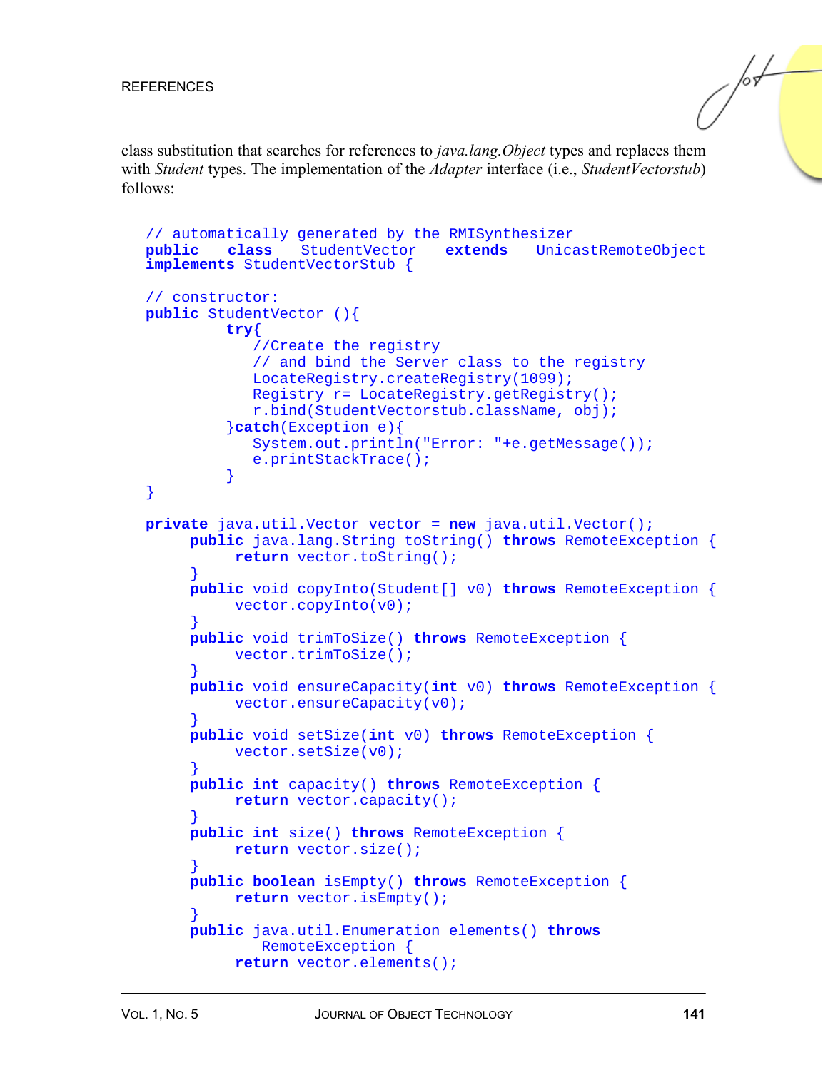class substitution that searches for references to *java.lang.Object* types and replaces them with *Student* types. The implementation of the *Adapter* interface (i.e., *StudentVectorstub*) follows:

```
// automatically generated by the RMISynthesizer
public   class   StudentVector   extends   UnicastRemoteObject
implements StudentVectorStub {

// constructor:
public StudentVector (){
         try{
            //Create the registry
            // and bind the Server class to the registry
            LocateRegistry.createRegistry(1099);
            Registry r= LocateRegistry.getRegistry();
            r.bind(StudentVectorstub.className, obj);
         }catch(Exception e){
            System.out.println("Error: "+e.getMessage());
            e.printStackTrace();
         }
}

private java.util.Vector vector = new java.util.Vector();
     public java.lang.String toString() throws RemoteException {
          return vector.toString();
     }
     public void copyInto(Student[] v0) throws RemoteException {
          vector.copyInto(v0);
     }
     public void trimToSize() throws RemoteException {
          vector.trimToSize();
     }
     public void ensureCapacity(int v0) throws RemoteException {
          vector.ensureCapacity(v0);
     }
     public void setSize(int v0) throws RemoteException {
          vector.setSize(v0);
     }
     public int capacity() throws RemoteException {
          return vector.capacity();
     }
     public int size() throws RemoteException {
          return vector.size();
     }
     public boolean isEmpty() throws RemoteException {
          return vector.isEmpty();
     }
     public java.util.Enumeration elements() throws
           RemoteException {
          return vector.elements();
```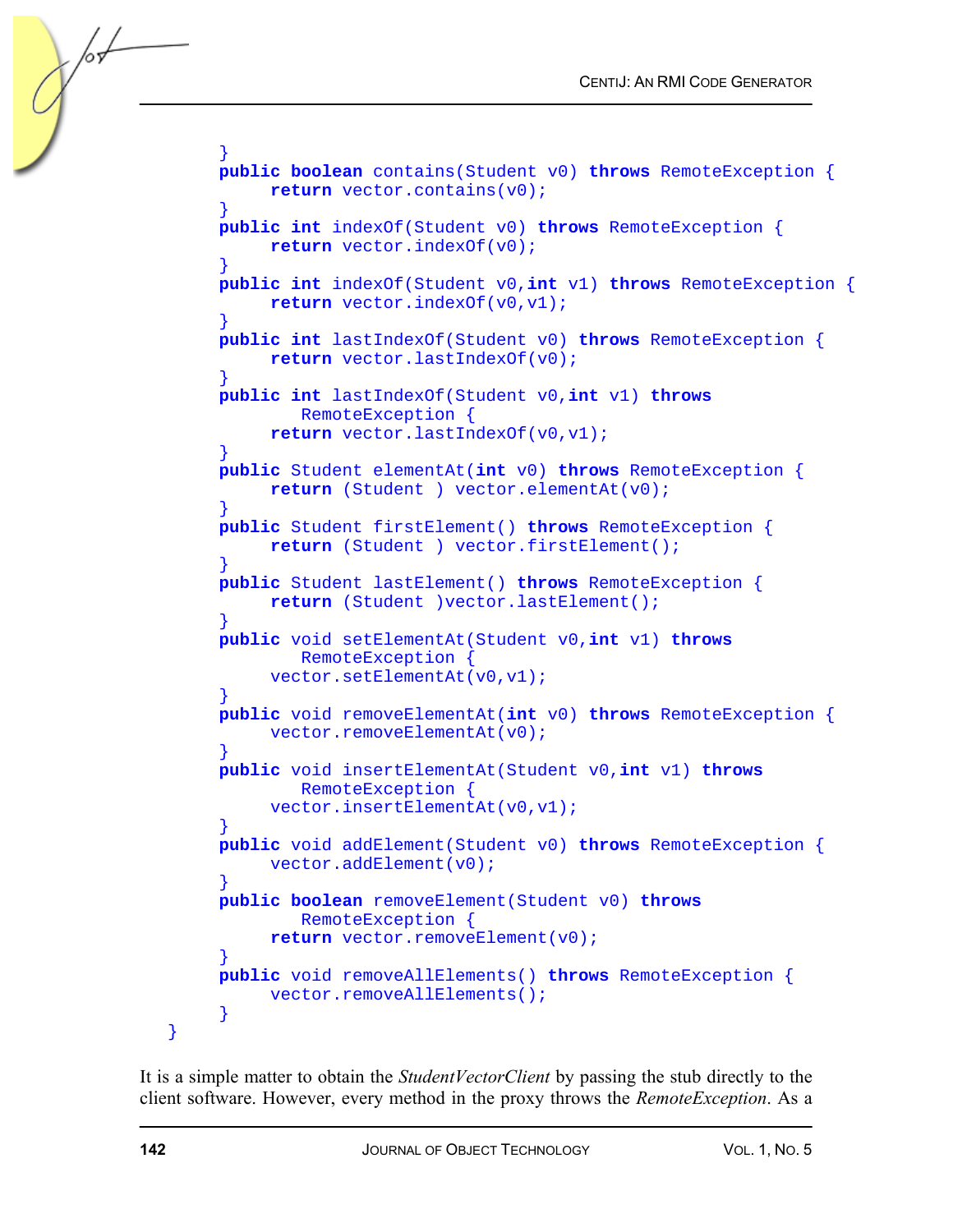```
        }
        public boolean contains(Student v0) throws RemoteException {
             return vector.contains(v0);
        }
        public int indexOf(Student v0) throws RemoteException {
             return vector.indexOf(v0);
        }
        public int indexOf(Student v0,int v1) throws RemoteException {
             return vector.indexOf(v0,v1);
        }
        public int lastIndexOf(Student v0) throws RemoteException {
             return vector.lastIndexOf(v0);
        }
        public int lastIndexOf(Student v0,int v1) throws
                RemoteException {
             return vector.lastIndexOf(v0,v1);
        }
        public Student elementAt(int v0) throws RemoteException {
             return (Student ) vector.elementAt(v0);
        }
        public Student firstElement() throws RemoteException {
             return (Student ) vector.firstElement();
        }
        public Student lastElement() throws RemoteException {
             return (Student )vector.lastElement();
        }
        public void setElementAt(Student v0,int v1) throws
                RemoteException {
             vector.setElementAt(v0,v1);
        }
        public void removeElementAt(int v0) throws RemoteException {
             vector.removeElementAt(v0);
        }
        public void insertElementAt(Student v0,int v1) throws
                RemoteException {
             vector.insertElementAt(v0,v1);
        }
        public void addElement(Student v0) throws RemoteException {
             vector.addElement(v0);
        }
        public boolean removeElement(Student v0) throws
                RemoteException {
             return vector.removeElement(v0);
        }
        public void removeAllElements() throws RemoteException {
             vector.removeAllElements();
        }
   }
```

It is a simple matter to obtain the *StudentVectorClient* by passing the stub directly to the client software. However, every method in the proxy throws the *RemoteException*. As a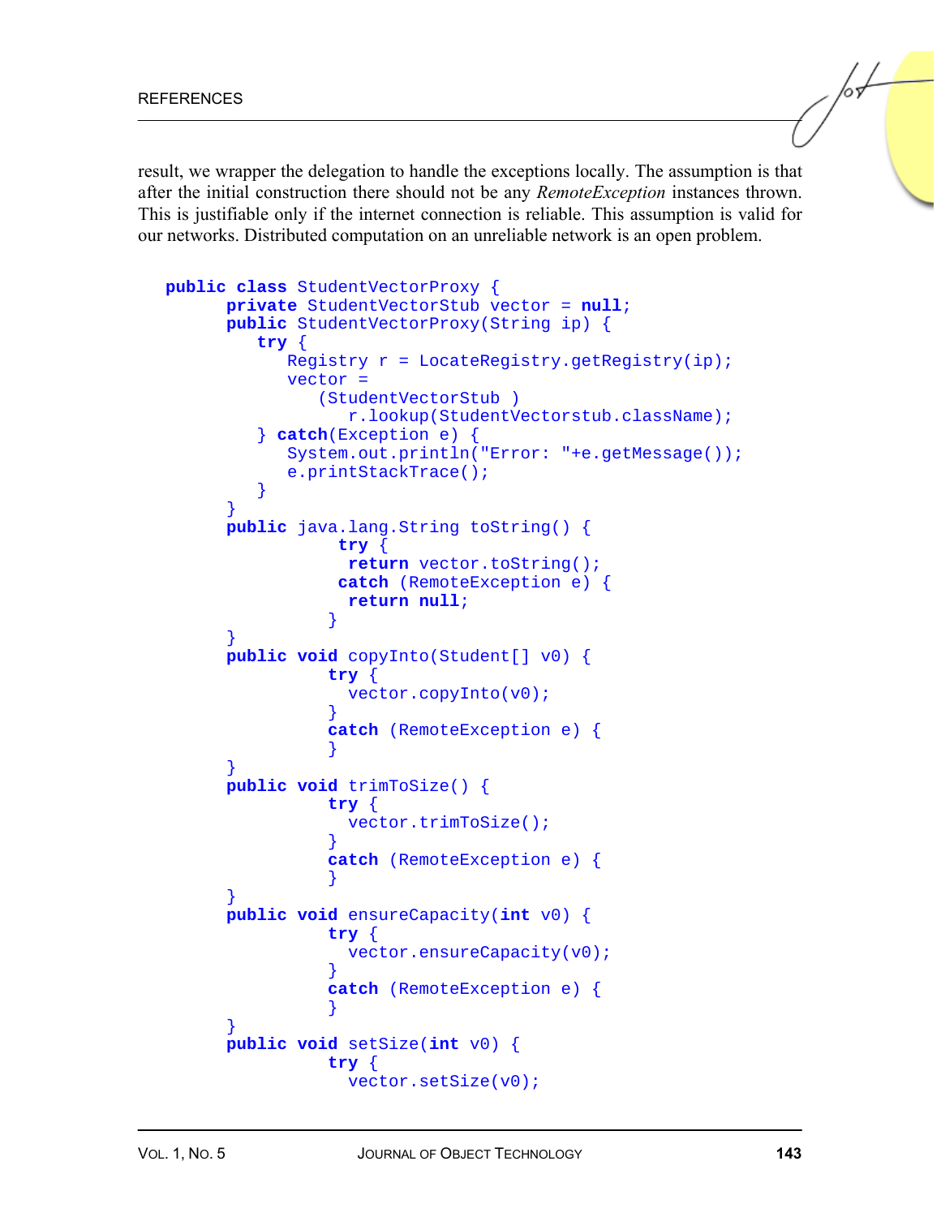result, we wrapper the delegation to handle the exceptions locally. The assumption is that after the initial construction there should not be any *RemoteException* instances thrown. This is justifiable only if the internet connection is reliable. This assumption is valid for our networks. Distributed computation on an unreliable network is an open problem.

```
public class StudentVectorProxy {
      private StudentVectorStub vector = null;
      public StudentVectorProxy(String ip) {
         try {
            Registry r = LocateRegistry.getRegistry(ip);
            vector =
               (StudentVectorStub )
                  r.lookup(StudentVectorstub.className);
         } catch(Exception e) {
            System.out.println("Error: "+e.getMessage());
            e.printStackTrace();
         }
      }
      public java.lang.String toString() {
                try {
                 return vector.toString();
                catch (RemoteException e) {
                 return null;
               }
      }
      public void copyInto(Student[] v0) {
               try {
                 vector.copyInto(v0);
               }
               catch (RemoteException e) {
               }
      }
      public void trimToSize() {
               try {
                 vector.trimToSize();
               }
               catch (RemoteException e) {
               }
      }
      public void ensureCapacity(int v0) {
               try {
                 vector.ensureCapacity(v0);
               }
               catch (RemoteException e) {
               }
      }
      public void setSize(int v0) {
               try {
                 vector.setSize(v0);
```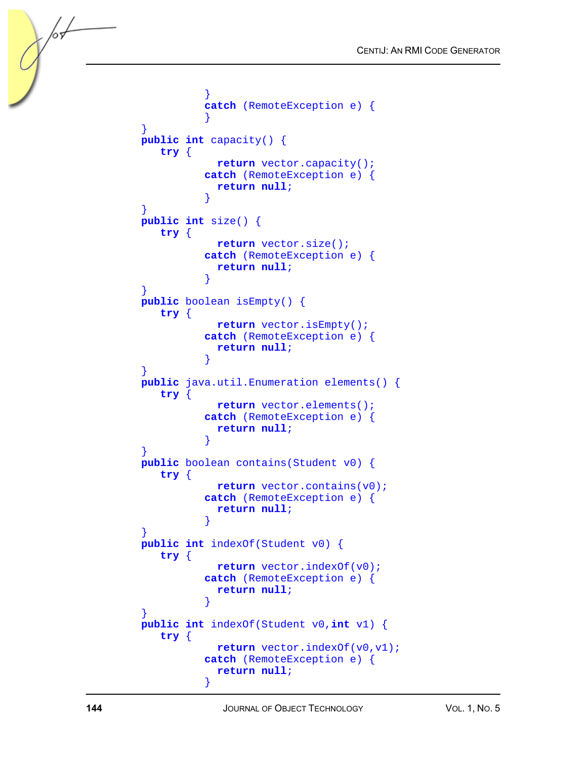```
            }
            catch (RemoteException e) {
            }
    }
    public int capacity() {
       try {
              return vector.capacity();
            catch (RemoteException e) {
              return null;
            }
    }
    public int size() {
       try {
              return vector.size();
            catch (RemoteException e) {
              return null;
            }
    }
    public boolean isEmpty() {
       try {
              return vector.isEmpty();
            catch (RemoteException e) {
              return null;
            }
    }
    public java.util.Enumeration elements() {
       try {
              return vector.elements();
            catch (RemoteException e) {
              return null;
            }
    }
    public boolean contains(Student v0) {
       try {
              return vector.contains(v0);
            catch (RemoteException e) {
              return null;
            }
    }
    public int indexOf(Student v0) {
       try {
              return vector.indexOf(v0);
            catch (RemoteException e) {
              return null;
            }
    }
    public int indexOf(Student v0,int v1) {
       try {
              return vector.indexOf(v0,v1);
            catch (RemoteException e) {
              return null;
            }
```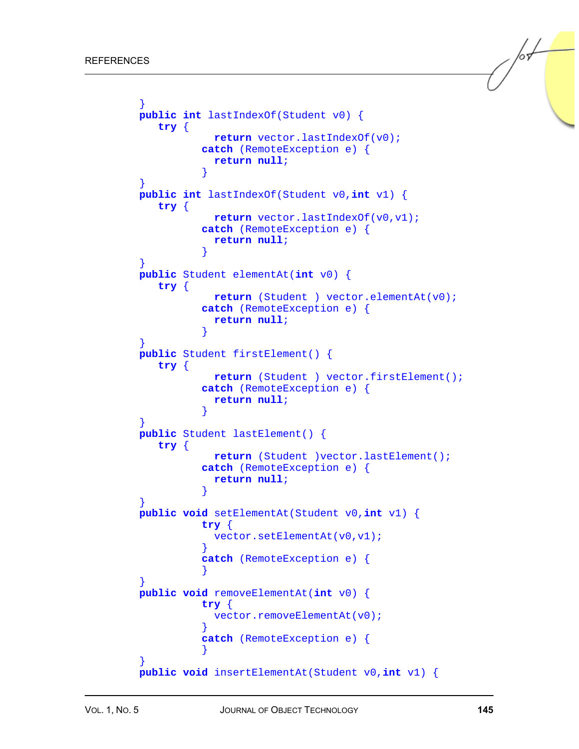```
}
public int lastIndexOf(Student v0) {
   try {
            return vector.lastIndexOf(v0);
          catch (RemoteException e) {
            return null;
          }
}
public int lastIndexOf(Student v0,int v1) {
   try {
            return vector.lastIndexOf(v0,v1);
          catch (RemoteException e) {
            return null;
          }
}
public Student elementAt(int v0) {
   try {
            return (Student ) vector.elementAt(v0);
          catch (RemoteException e) {
            return null;
          }
}
public Student firstElement() {
   try {
            return (Student ) vector.firstElement();
          catch (RemoteException e) {
            return null;
          }
}
public Student lastElement() {
   try {
            return (Student )vector.lastElement();
          catch (RemoteException e) {
            return null;
          }
}
public void setElementAt(Student v0,int v1) {
          try {
            vector.setElementAt(v0,v1);
          }
          catch (RemoteException e) {
          }
}
public void removeElementAt(int v0) {
          try {
            vector.removeElementAt(v0);
          }
          catch (RemoteException e) {
          }
}
public void insertElementAt(Student v0,int v1) {
```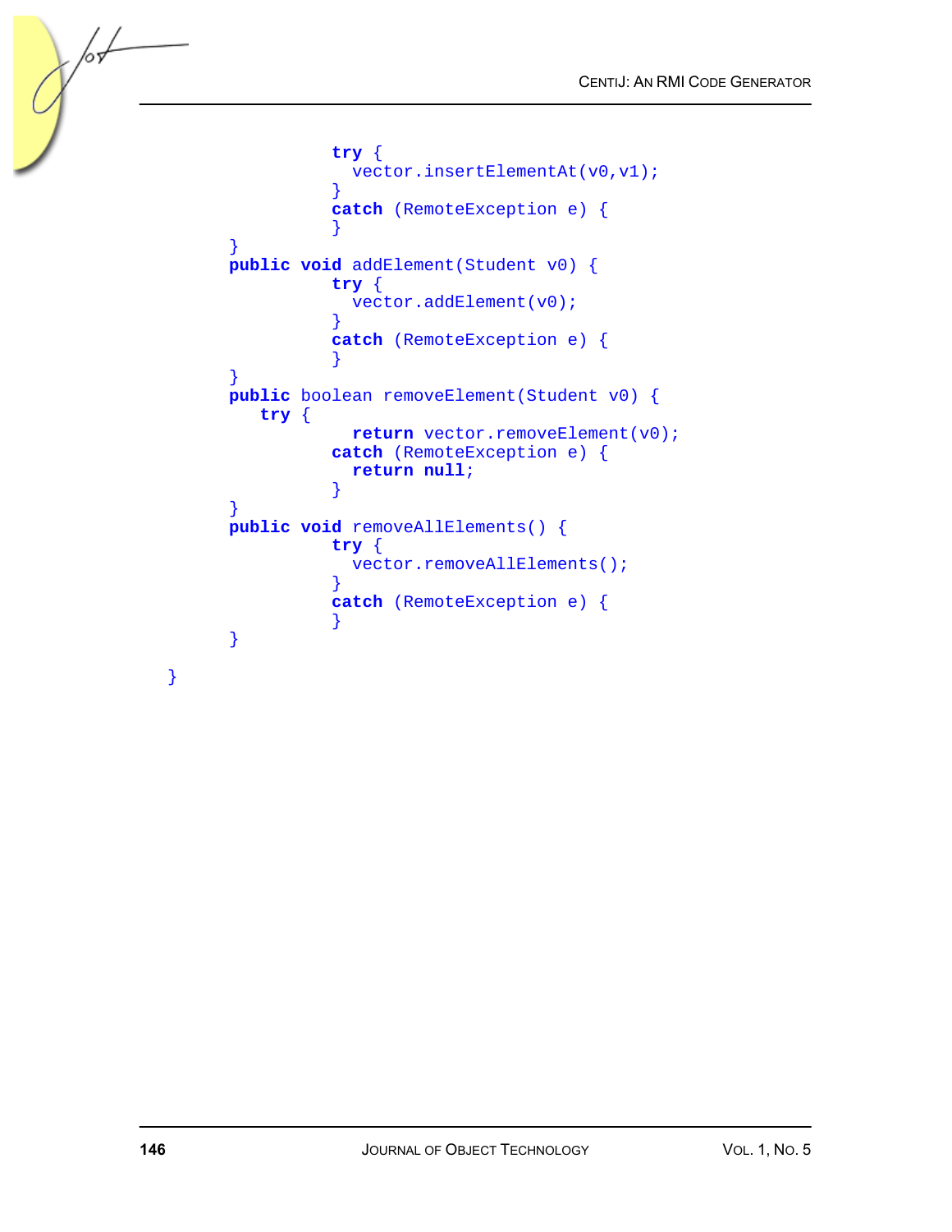```
                try {
                  vector.insertElementAt(v0,v1);
                }
                catch (RemoteException e) {
                }
        }
        public void addElement(Student v0) {
                try {
                  vector.addElement(v0);
                }
                catch (RemoteException e) {
                }
        }
        public boolean removeElement(Student v0) {
           try {
                  return vector.removeElement(v0);
                catch (RemoteException e) {
                  return null;
                }
        }
        public void removeAllElements() {
                try {
                  vector.removeAllElements();
                }
                catch (RemoteException e) {
                }
        }

  }
```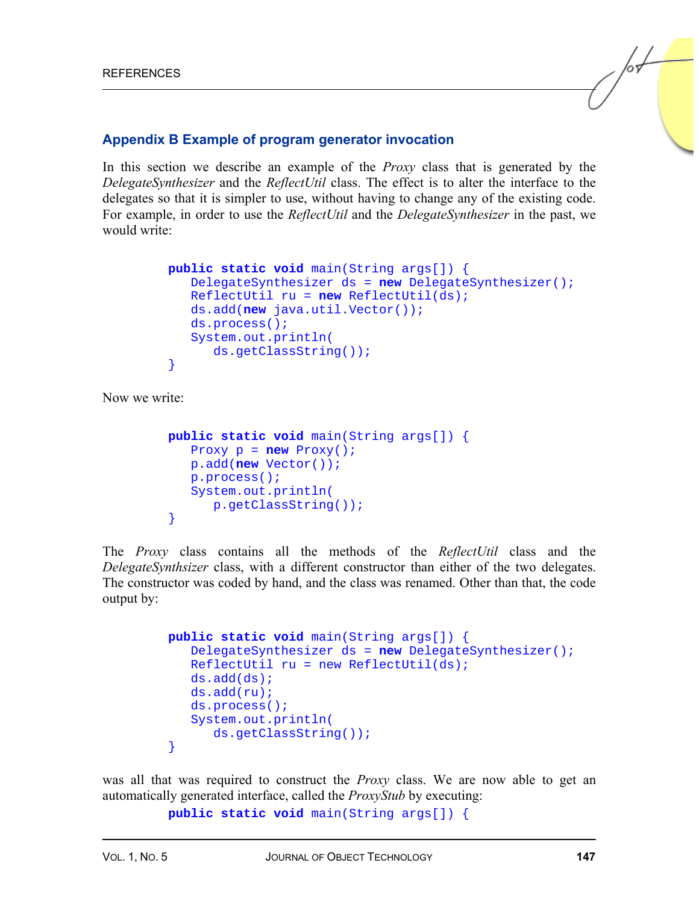## Appendix B Example of program generator invocation

In this section we describe an example of the *Proxy* class that is generated by the *DelegateSynthesizer* and the *ReflectUtil* class. The effect is to alter the interface to the delegates so that it is simpler to use, without having to change any of the existing code. For example, in order to use the *ReflectUtil* and the *DelegateSynthesizer* in the past, we would write:

```
public static void main(String args[]) {
   DelegateSynthesizer ds = new DelegateSynthesizer();
   ReflectUtil ru = new ReflectUtil(ds);
   ds.add(new java.util.Vector());
   ds.process();
   System.out.println(
      ds.getClassString());
}
```

Now we write:

```
public static void main(String args[]) {
   Proxy p = new Proxy();
   p.add(new Vector());
   p.process();
   System.out.println(
      p.getClassString());
}
```

The *Proxy* class contains all the methods of the *ReflectUtil* class and the *DelegateSynthsizer* class, with a different constructor than either of the two delegates. The constructor was coded by hand, and the class was renamed. Other than that, the code output by:

```
public static void main(String args[]) {
   DelegateSynthesizer ds = new DelegateSynthesizer();
   ReflectUtil ru = new ReflectUtil(ds);
   ds.add(ds);
   ds.add(ru);
   ds.process();
   System.out.println(
      ds.getClassString());
}
```

was all that was required to construct the *Proxy* class. We are now able to get an automatically generated interface, called the *ProxyStub* by executing:

```
public static void main(String args[]) {
```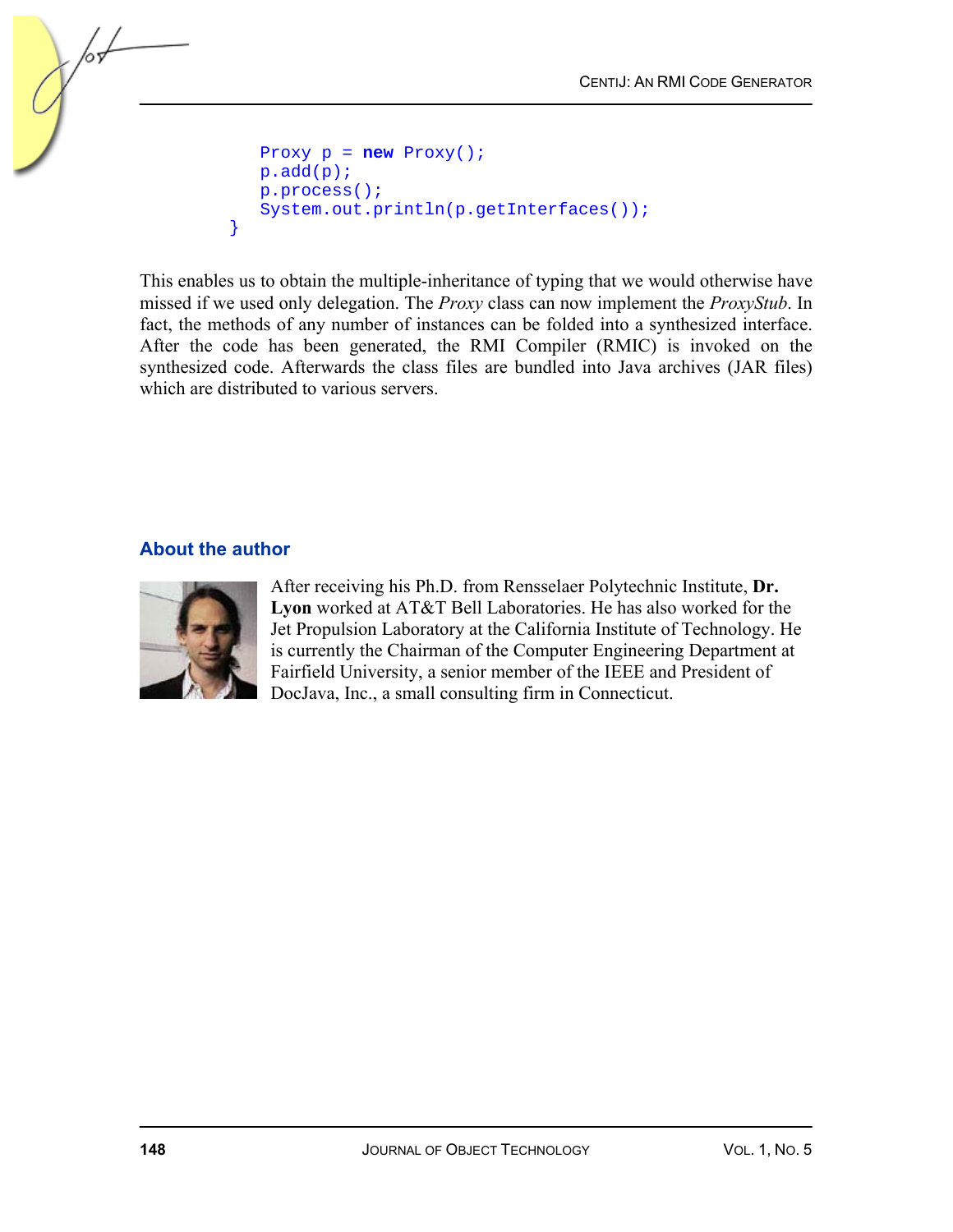```
        Proxy p = new Proxy();
        p.add(p);
        p.process();
        System.out.println(p.getInterfaces());
    }
```

This enables us to obtain the multiple-inheritance of typing that we would otherwise have missed if we used only delegation. The *Proxy* class can now implement the *ProxyStub*. In fact, the methods of any number of instances can be folded into a synthesized interface. After the code has been generated, the RMI Compiler (RMIC) is invoked on the synthesized code. Afterwards the class files are bundled into Java archives (JAR files) which are distributed to various servers.

## About the author

After receiving his Ph.D. from Rensselaer Polytechnic Institute, **Dr. Lyon** worked at AT&T Bell Laboratories. He has also worked for the Jet Propulsion Laboratory at the California Institute of Technology. He is currently the Chairman of the Computer Engineering Department at Fairfield University, a senior member of the IEEE and President of DocJava, Inc., a small consulting firm in Connecticut.